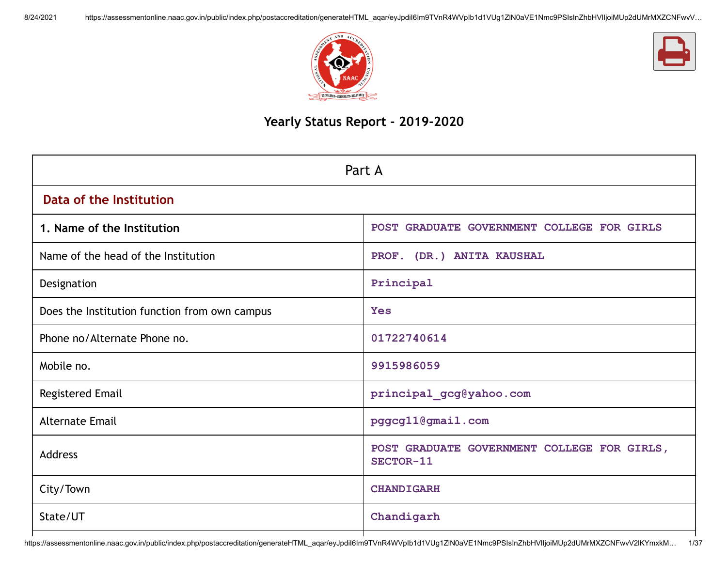# Yearly Status Report - 2019-2020

| Part A | |
|---|---|
| **Data of the Institution** | |
| **1. Name of the Institution** | POST GRADUATE GOVERNMENT COLLEGE FOR GIRLS |
| Name of the head of the Institution | PROF. (DR.) ANITA KAUSHAL |
| Designation | Principal |
| Does the Institution function from own campus | Yes |
| Phone no/Alternate Phone no. | 01722740614 |
| Mobile no. | 9915986059 |
| Registered Email | principal_gcg@yahoo.com |
| Alternate Email | pggcg11@gmail.com |
| Address | POST GRADUATE GOVERNMENT COLLEGE FOR GIRLS, SECTOR-11 |
| City/Town | CHANDIGARH |
| State/UT | Chandigarh |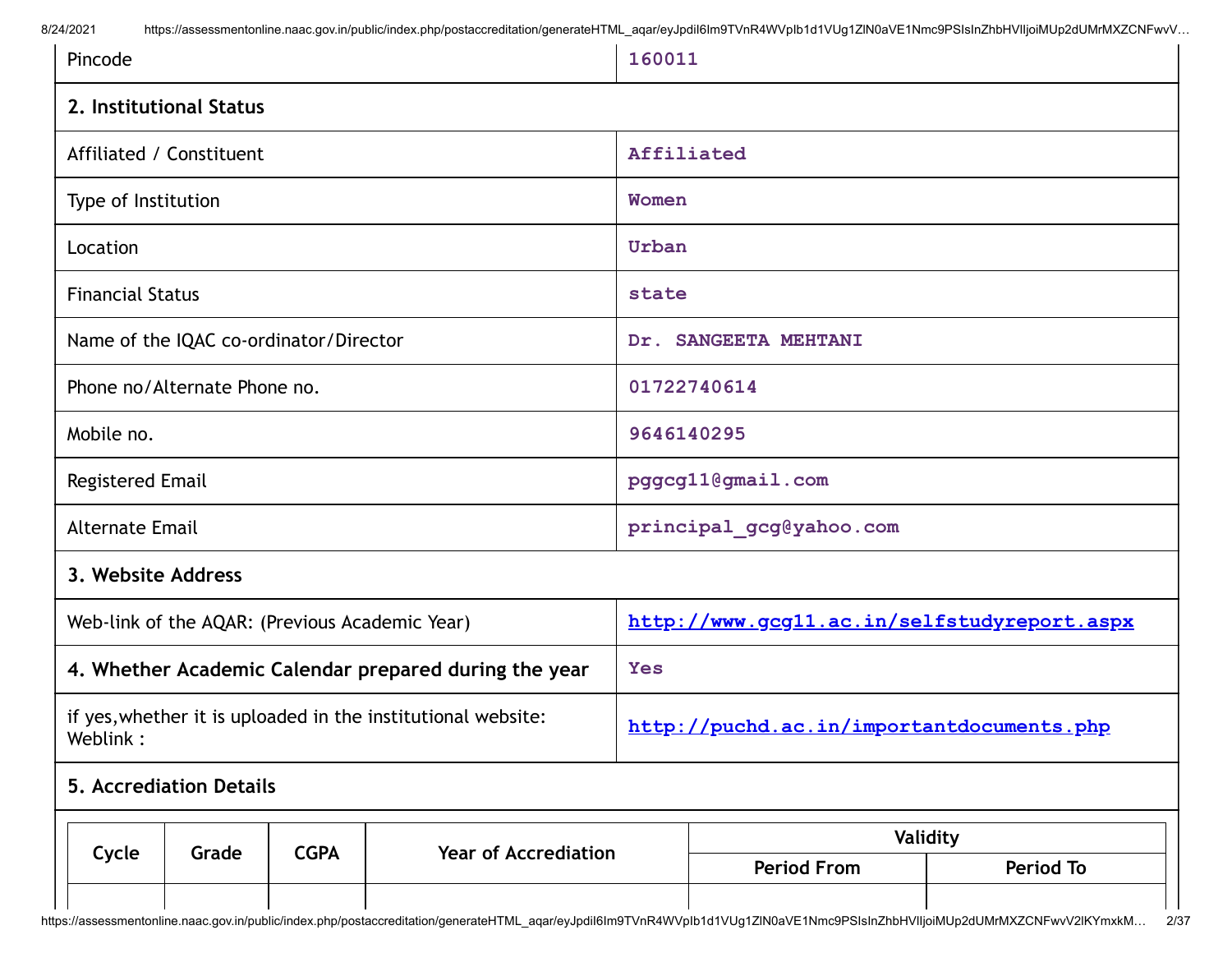| | |
|---|---|
| Pincode | 160011 |
| **2. Institutional Status** | |
| Affiliated / Constituent | Affiliated |
| Type of Institution | Women |
| Location | Urban |
| Financial Status | state |
| Name of the IQAC co-ordinator/Director | Dr. SANGEETA MEHTANI |
| Phone no/Alternate Phone no. | 01722740614 |
| Mobile no. | 9646140295 |
| Registered Email | pggcg11@gmail.com |
| Alternate Email | principal_gcg@yahoo.com |
| **3. Website Address** | |
| Web-link of the AQAR: (Previous Academic Year) | http://www.gcg11.ac.in/selfstudyreport.aspx |
| **4. Whether Academic Calendar prepared during the year** | Yes |
| if yes,whether it is uploaded in the institutional website: Weblink : | http://puchd.ac.in/importantdocuments.php |
| **5. Accrediation Details** | |

| Cycle | Grade | CGPA | Year of Accrediation | Validity | |
|---|---|---|---|---|---|
| | | | | Period From | Period To |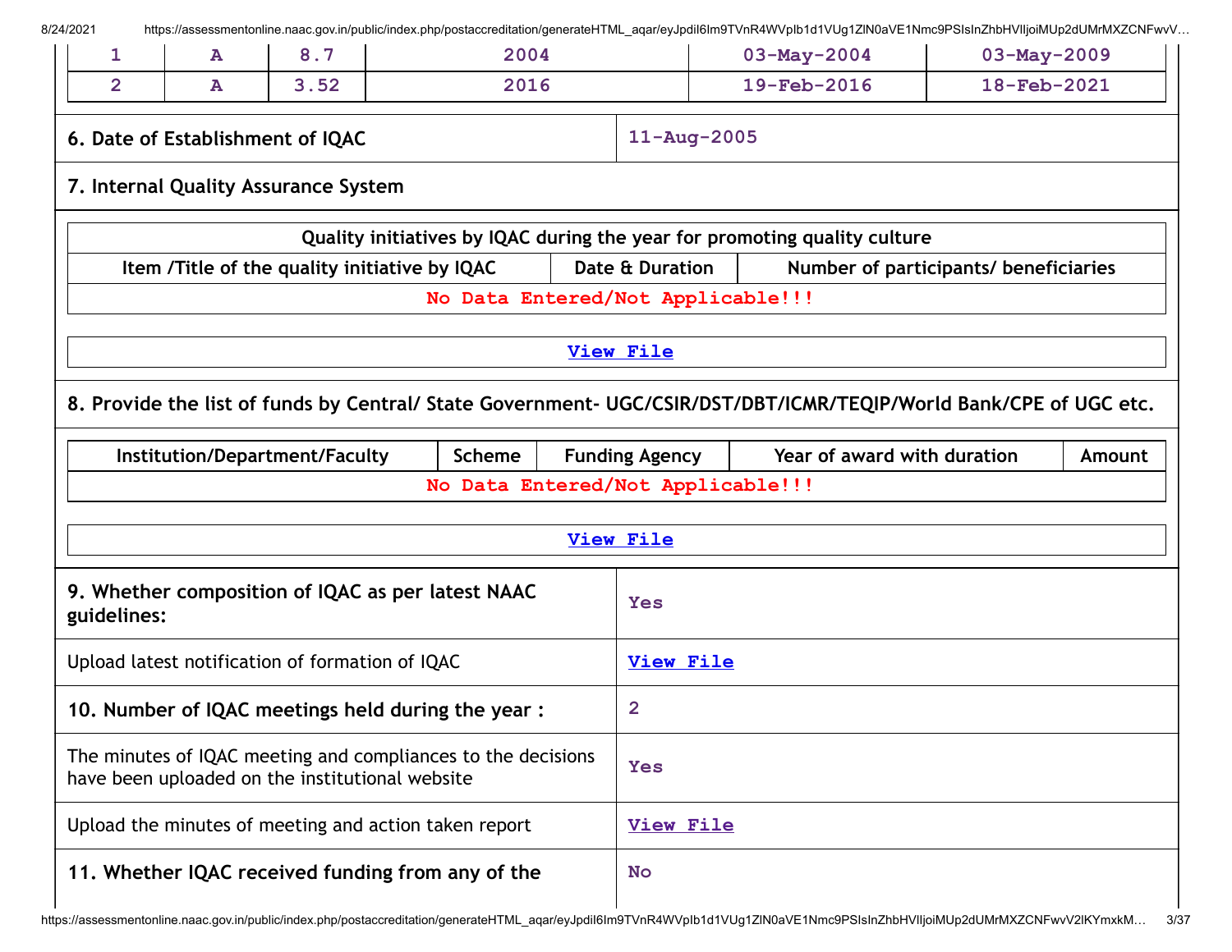| 1 | A | 8.7 | 2004 | 03-May-2004 | 03-May-2009 |
|---|---|---|---|---|---|
| 2 | A | 3.52 | 2016 | 19-Feb-2016 | 18-Feb-2021 |

| **6. Date of Establishment of IQAC** | 11-Aug-2005 |
|---|---|

**7. Internal Quality Assurance System**

| Quality initiatives by IQAC during the year for promoting quality culture | | |
|---|---|---|
| Item /Title of the quality initiative by IQAC | Date & Duration | Number of participants/ beneficiaries |
| No Data Entered/Not Applicable!!! | | |

View File

**8. Provide the list of funds by Central/ State Government- UGC/CSIR/DST/DBT/ICMR/TEQIP/World Bank/CPE of UGC etc.**

| Institution/Department/Faculty | Scheme | Funding Agency | Year of award with duration | Amount |
|---|---|---|---|---|
| No Data Entered/Not Applicable!!! | | | | |

View File

| | |
|---|---|
| **9. Whether composition of IQAC as per latest NAAC guidelines:** | Yes |
| Upload latest notification of formation of IQAC | View File |
| **10. Number of IQAC meetings held during the year :** | 2 |
| The minutes of IQAC meeting and compliances to the decisions have been uploaded on the institutional website | Yes |
| Upload the minutes of meeting and action taken report | View File |
| **11. Whether IQAC received funding from any of the** | No |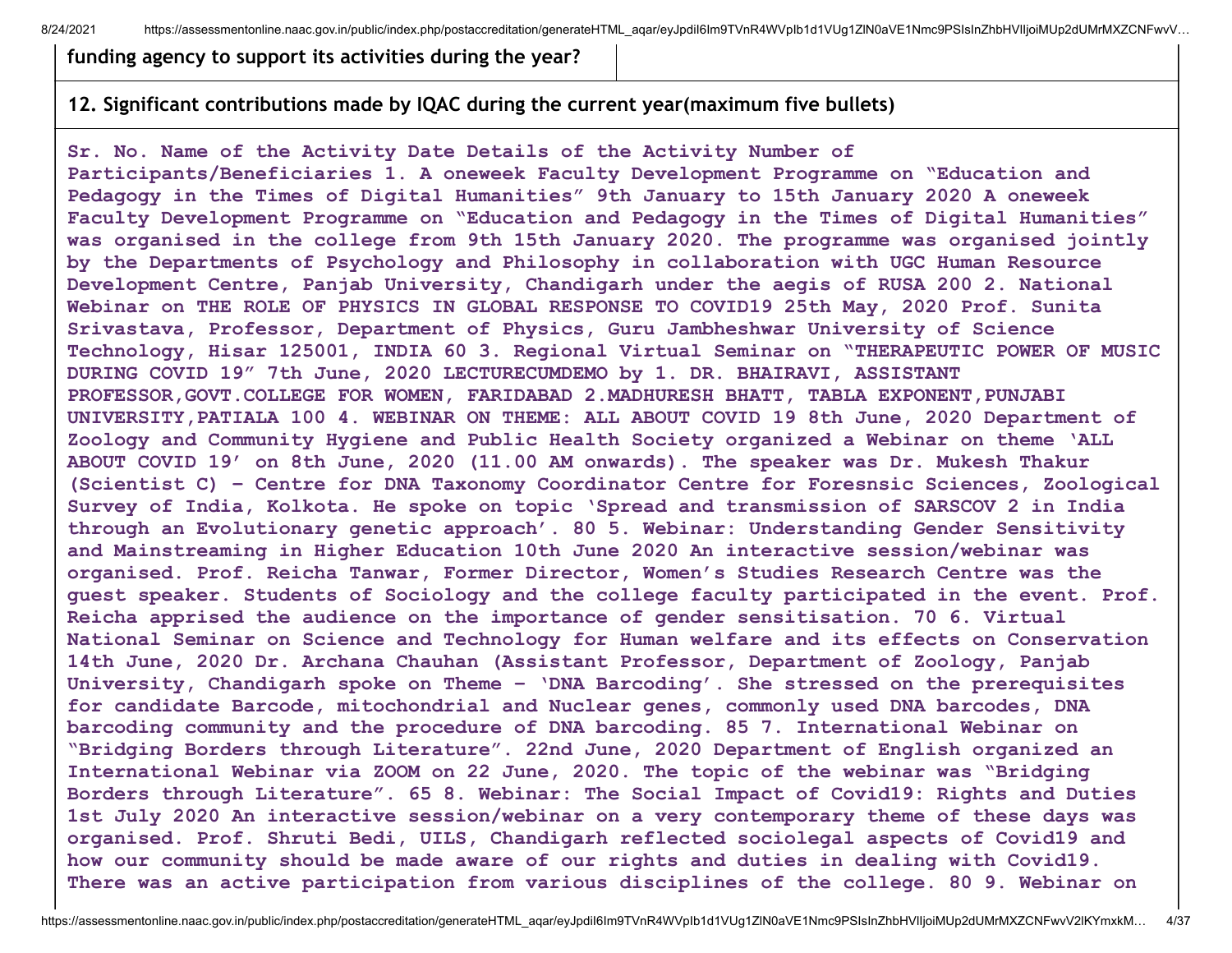| funding agency to support its activities during the year? | |
|---|---|

**12. Significant contributions made by IQAC during the current year(maximum five bullets)**

Sr. No. Name of the Activity Date Details of the Activity Number of Participants/Beneficiaries 1. A oneweek Faculty Development Programme on "Education and Pedagogy in the Times of Digital Humanities" 9th January to 15th January 2020 A oneweek Faculty Development Programme on "Education and Pedagogy in the Times of Digital Humanities" was organised in the college from 9th 15th January 2020. The programme was organised jointly by the Departments of Psychology and Philosophy in collaboration with UGC Human Resource Development Centre, Panjab University, Chandigarh under the aegis of RUSA 200 2. National Webinar on THE ROLE OF PHYSICS IN GLOBAL RESPONSE TO COVID19 25th May, 2020 Prof. Sunita Srivastava, Professor, Department of Physics, Guru Jambheshwar University of Science Technology, Hisar 125001, INDIA 60 3. Regional Virtual Seminar on "THERAPEUTIC POWER OF MUSIC DURING COVID 19" 7th June, 2020 LECTURECUMDEMO by 1. DR. BHAIRAVI, ASSISTANT PROFESSOR,GOVT.COLLEGE FOR WOMEN, FARIDABAD 2.MADHURESH BHATT, TABLA EXPONENT,PUNJABI UNIVERSITY,PATIALA 100 4. WEBINAR ON THEME: ALL ABOUT COVID 19 8th June, 2020 Department of Zoology and Community Hygiene and Public Health Society organized a Webinar on theme 'ALL ABOUT COVID 19' on 8th June, 2020 (11.00 AM onwards). The speaker was Dr. Mukesh Thakur (Scientist C) – Centre for DNA Taxonomy Coordinator Centre for Foresnsic Sciences, Zoological Survey of India, Kolkota. He spoke on topic 'Spread and transmission of SARSCOV 2 in India through an Evolutionary genetic approach'. 80 5. Webinar: Understanding Gender Sensitivity and Mainstreaming in Higher Education 10th June 2020 An interactive session/webinar was organised. Prof. Reicha Tanwar, Former Director, Women's Studies Research Centre was the guest speaker. Students of Sociology and the college faculty participated in the event. Prof. Reicha apprised the audience on the importance of gender sensitisation. 70 6. Virtual National Seminar on Science and Technology for Human welfare and its effects on Conservation 14th June, 2020 Dr. Archana Chauhan (Assistant Professor, Department of Zoology, Panjab University, Chandigarh spoke on Theme – 'DNA Barcoding'. She stressed on the prerequisites for candidate Barcode, mitochondrial and Nuclear genes, commonly used DNA barcodes, DNA barcoding community and the procedure of DNA barcoding. 85 7. International Webinar on "Bridging Borders through Literature". 22nd June, 2020 Department of English organized an International Webinar via ZOOM on 22 June, 2020. The topic of the webinar was "Bridging Borders through Literature". 65 8. Webinar: The Social Impact of Covid19: Rights and Duties 1st July 2020 An interactive session/webinar on a very contemporary theme of these days was organised. Prof. Shruti Bedi, UILS, Chandigarh reflected sociolegal aspects of Covid19 and how our community should be made aware of our rights and duties in dealing with Covid19. There was an active participation from various disciplines of the college. 80 9. Webinar on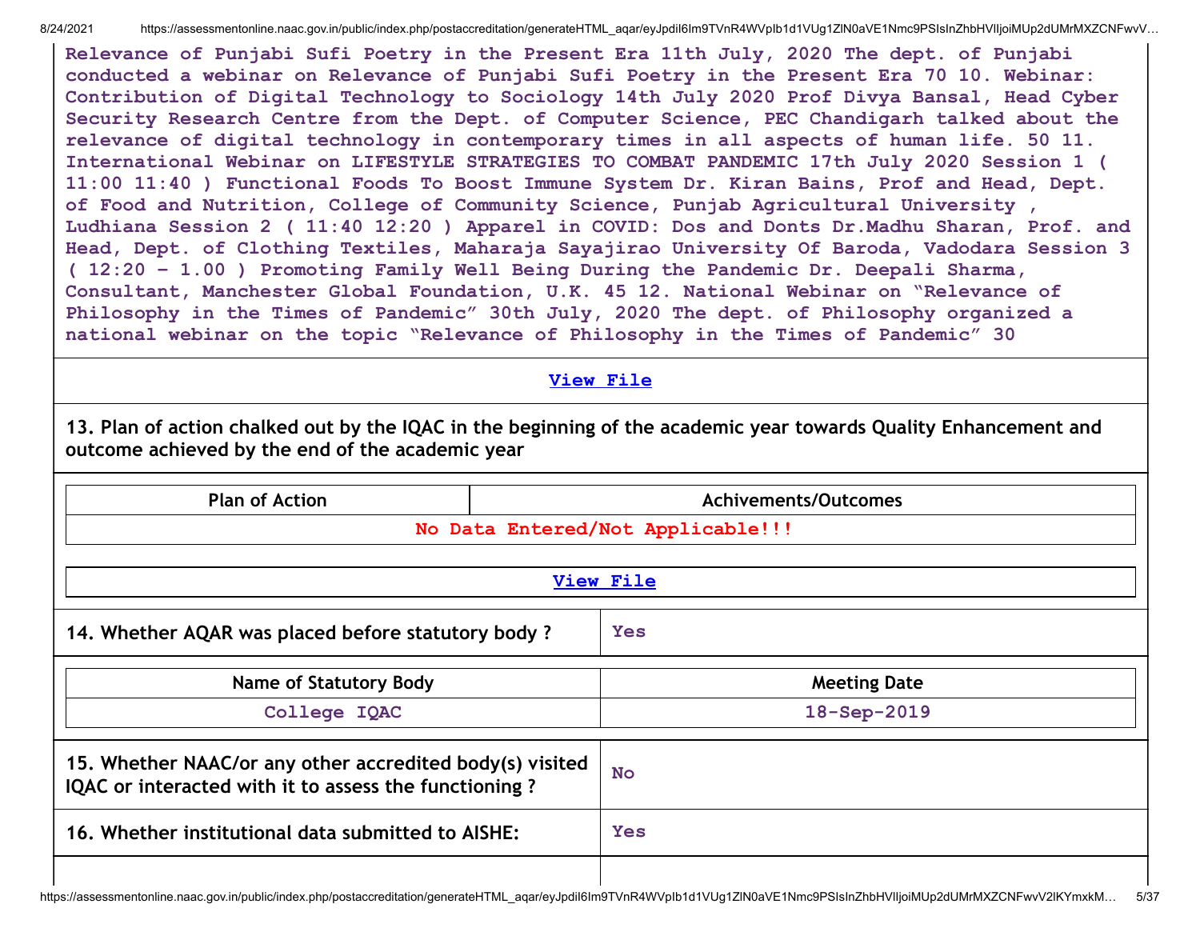Relevance of Punjabi Sufi Poetry in the Present Era 11th July, 2020 The dept. of Punjabi conducted a webinar on Relevance of Punjabi Sufi Poetry in the Present Era 70 10. Webinar: Contribution of Digital Technology to Sociology 14th July 2020 Prof Divya Bansal, Head Cyber Security Research Centre from the Dept. of Computer Science, PEC Chandigarh talked about the relevance of digital technology in contemporary times in all aspects of human life. 50 11. International Webinar on LIFESTYLE STRATEGIES TO COMBAT PANDEMIC 17th July 2020 Session 1 ( 11:00 11:40 ) Functional Foods To Boost Immune System Dr. Kiran Bains, Prof and Head, Dept. of Food and Nutrition, College of Community Science, Punjab Agricultural University , Ludhiana Session 2 ( 11:40 12:20 ) Apparel in COVID: Dos and Donts Dr.Madhu Sharan, Prof. and Head, Dept. of Clothing Textiles, Maharaja Sayajirao University Of Baroda, Vadodara Session 3 ( 12:20 – 1.00 ) Promoting Family Well Being During the Pandemic Dr. Deepali Sharma, Consultant, Manchester Global Foundation, U.K. 45 12. National Webinar on "Relevance of Philosophy in the Times of Pandemic" 30th July, 2020 The dept. of Philosophy organized a national webinar on the topic "Relevance of Philosophy in the Times of Pandemic" 30

View File

**13. Plan of action chalked out by the IQAC in the beginning of the academic year towards Quality Enhancement and outcome achieved by the end of the academic year**

| Plan of Action | Achivements/Outcomes |
|---|---|
| No Data Entered/Not Applicable!!! | |

View File

| 14. Whether AQAR was placed before statutory body ? | Yes |
|---|---|

| Name of Statutory Body | Meeting Date |
|---|---|
| College IQAC | 18-Sep-2019 |

| 15. Whether NAAC/or any other accredited body(s) visited IQAC or interacted with it to assess the functioning ? | No |
|---|---|
| 16. Whether institutional data submitted to AISHE: | Yes |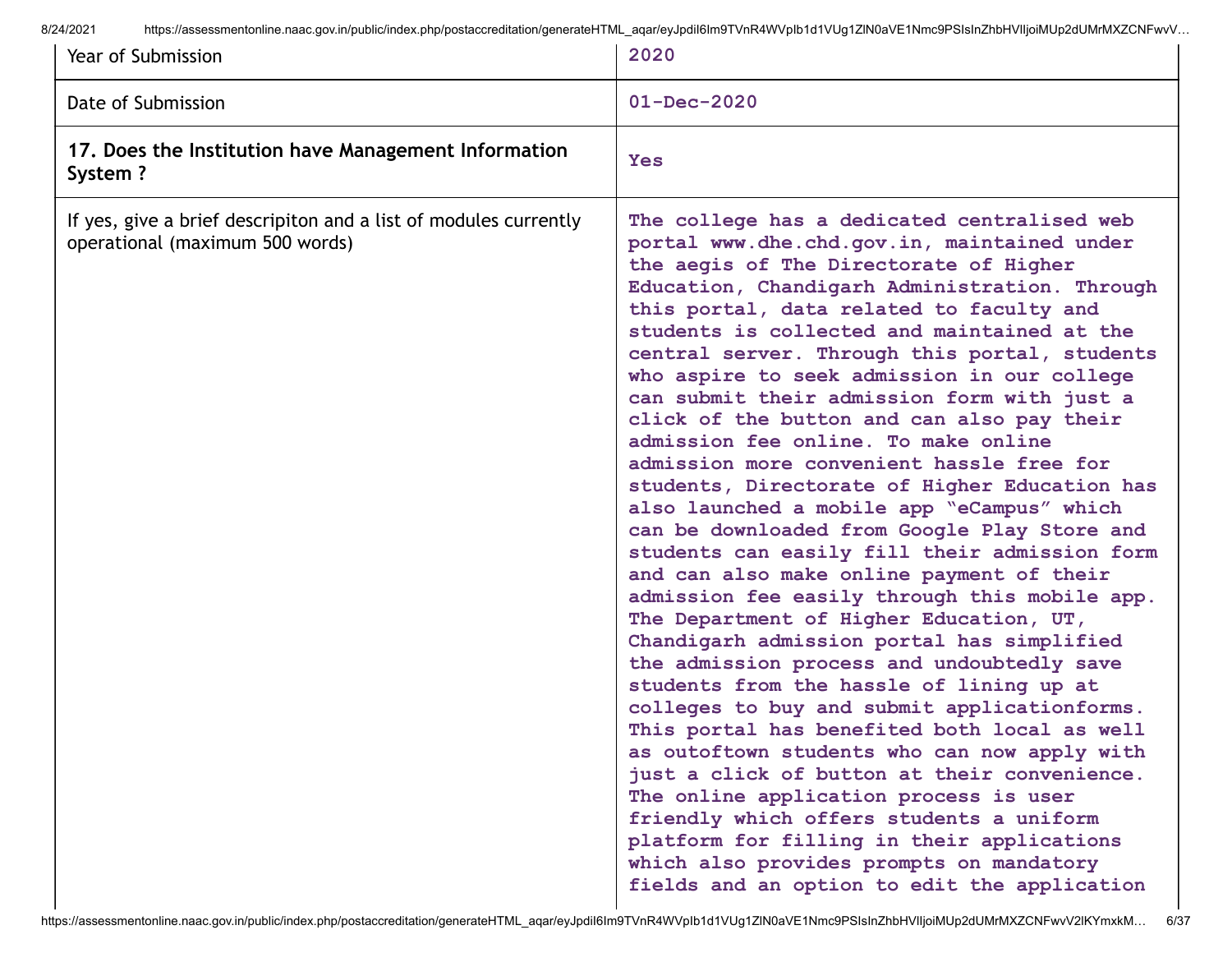| | |
|---|---|
| Year of Submission | 2020 |
| Date of Submission | 01-Dec-2020 |
| **17. Does the Institution have Management Information System ?** | Yes |
| If yes, give a brief descripiton and a list of modules currently operational (maximum 500 words) | The college has a dedicated centralised web portal www.dhe.chd.gov.in, maintained under the aegis of The Directorate of Higher Education, Chandigarh Administration. Through this portal, data related to faculty and students is collected and maintained at the central server. Through this portal, students who aspire to seek admission in our college can submit their admission form with just a click of the button and can also pay their admission fee online. To make online admission more convenient hassle free for students, Directorate of Higher Education has also launched a mobile app "eCampus" which can be downloaded from Google Play Store and students can easily fill their admission form and can also make online payment of their admission fee easily through this mobile app. The Department of Higher Education, UT, Chandigarh admission portal has simplified the admission process and undoubtedly save students from the hassle of lining up at colleges to buy and submit applicationforms. This portal has benefited both local as well as outoftown students who can now apply with just a click of button at their convenience. The online application process is user friendly which offers students a uniform platform for filling in their applications which also provides prompts on mandatory fields and an option to edit the application |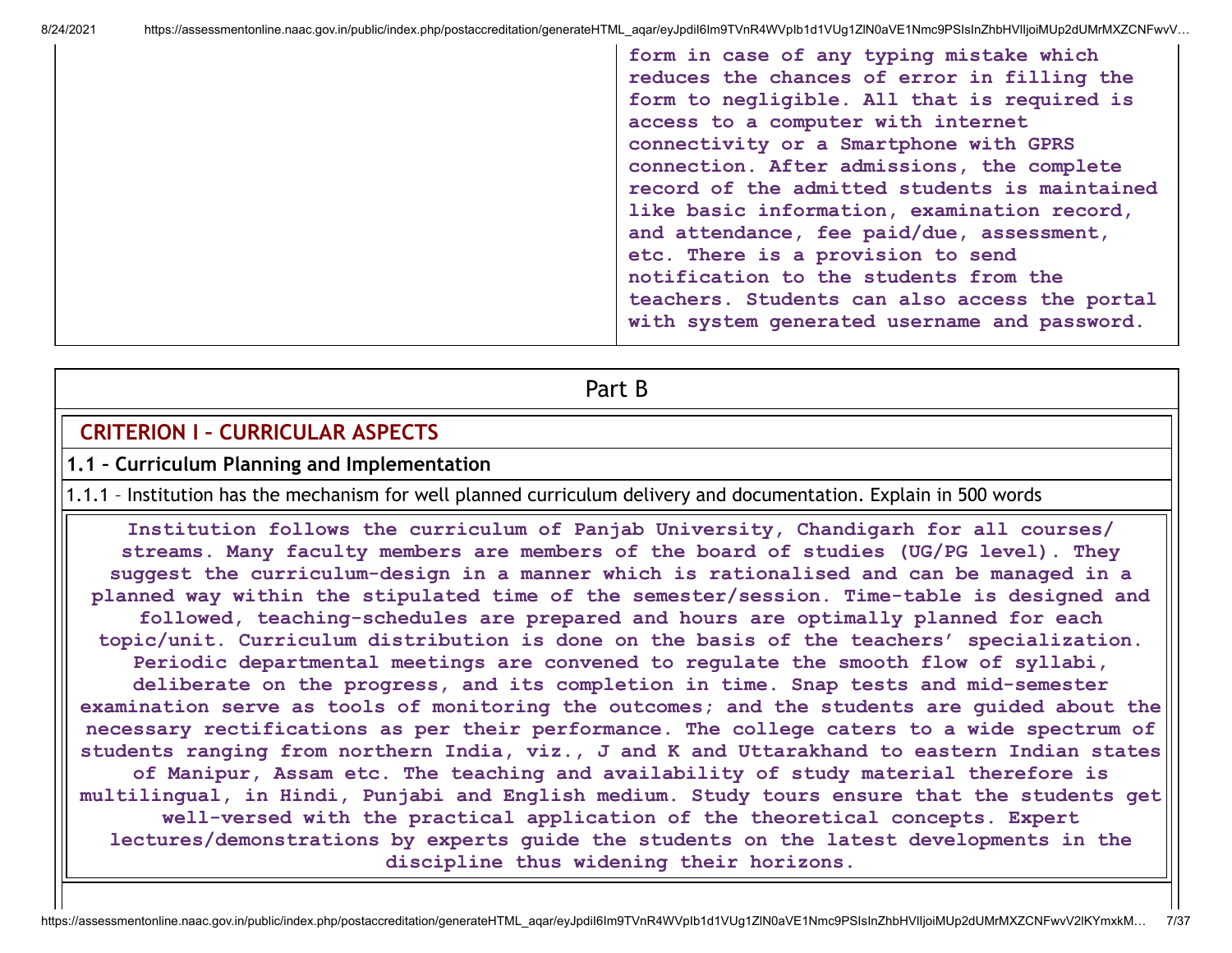| | form in case of any typing mistake which reduces the chances of error in filling the form to negligible. All that is required is access to a computer with internet connectivity or a Smartphone with GPRS connection. After admissions, the complete record of the admitted students is maintained like basic information, examination record, and attendance, fee paid/due, assessment, etc. There is a provision to send notification to the students from the teachers. Students can also access the portal with system generated username and password. |
|---|---|

## Part B

### CRITERION I – CURRICULAR ASPECTS

**1.1 – Curriculum Planning and Implementation**

1.1.1 – Institution has the mechanism for well planned curriculum delivery and documentation. Explain in 500 words

**Institution follows the curriculum of Panjab University, Chandigarh for all courses/ streams. Many faculty members are members of the board of studies (UG/PG level). They suggest the curriculum-design in a manner which is rationalised and can be managed in a planned way within the stipulated time of the semester/session. Time-table is designed and followed, teaching-schedules are prepared and hours are optimally planned for each topic/unit. Curriculum distribution is done on the basis of the teachers' specialization. Periodic departmental meetings are convened to regulate the smooth flow of syllabi, deliberate on the progress, and its completion in time. Snap tests and mid-semester examination serve as tools of monitoring the outcomes; and the students are guided about the necessary rectifications as per their performance. The college caters to a wide spectrum of students ranging from northern India, viz., J and K and Uttarakhand to eastern Indian states of Manipur, Assam etc. The teaching and availability of study material therefore is multilingual, in Hindi, Punjabi and English medium. Study tours ensure that the students get well-versed with the practical application of the theoretical concepts. Expert lectures/demonstrations by experts guide the students on the latest developments in the discipline thus widening their horizons.**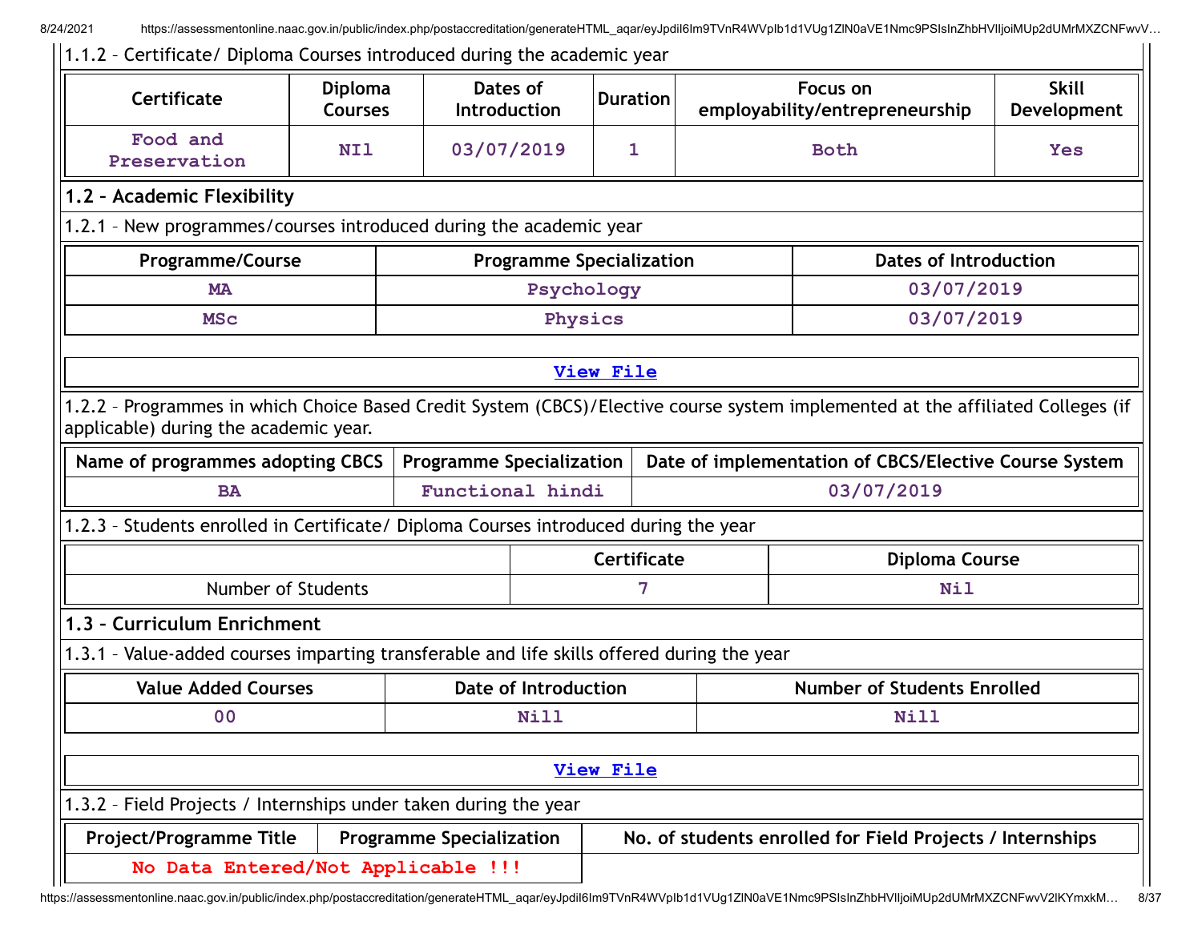1.1.2 – Certificate/ Diploma Courses introduced during the academic year

| Certificate | Diploma Courses | Dates of Introduction | Duration | Focus on employability/entrepreneurship | Skill Development |
|---|---|---|---|---|---|
| Food and Preservation | NIl | 03/07/2019 | 1 | Both | Yes |

## 1.2 – Academic Flexibility

1.2.1 – New programmes/courses introduced during the academic year

| Programme/Course | Programme Specialization | Dates of Introduction |
|---|---|---|
| MA | Psychology | 03/07/2019 |
| MSc | Physics | 03/07/2019 |

View File

1.2.2 – Programmes in which Choice Based Credit System (CBCS)/Elective course system implemented at the affiliated Colleges (if applicable) during the academic year.

| Name of programmes adopting CBCS | Programme Specialization | Date of implementation of CBCS/Elective Course System |
|---|---|---|
| BA | Functional hindi | 03/07/2019 |

1.2.3 – Students enrolled in Certificate/ Diploma Courses introduced during the year

| | Certificate | Diploma Course |
|---|---|---|
| Number of Students | 7 | Nil |

## 1.3 – Curriculum Enrichment

1.3.1 – Value-added courses imparting transferable and life skills offered during the year

| Value Added Courses | Date of Introduction | Number of Students Enrolled |
|---|---|---|
| 00 | Nill | Nill |

View File

1.3.2 – Field Projects / Internships under taken during the year

| Project/Programme Title | Programme Specialization | No. of students enrolled for Field Projects / Internships |
|---|---|---|
| No Data Entered/Not Applicable !!! | | |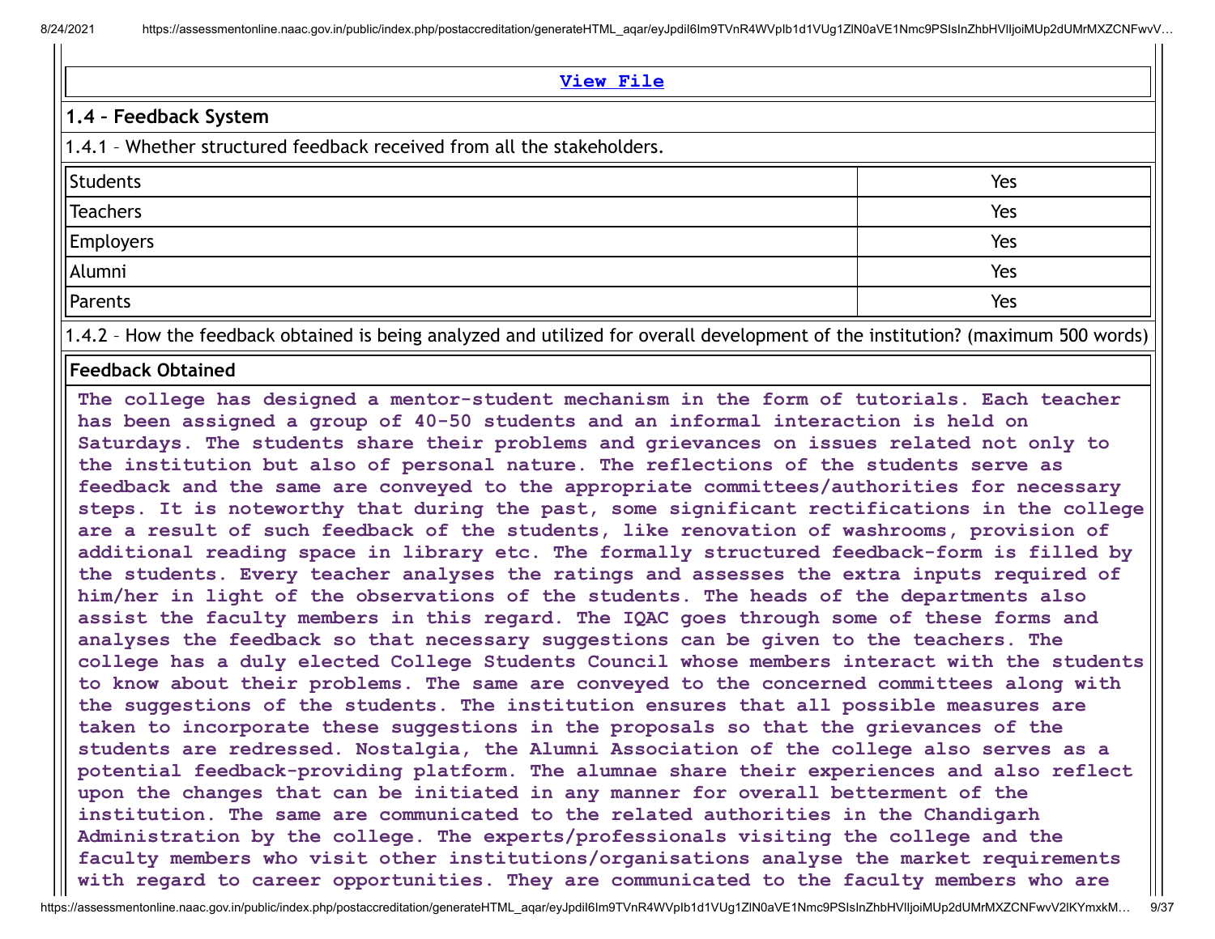[View File](#)

## 1.4 – Feedback System

1.4.1 – Whether structured feedback received from all the stakeholders.

| | |
|---|---|
| Students | Yes |
| Teachers | Yes |
| Employers | Yes |
| Alumni | Yes |
| Parents | Yes |

1.4.2 – How the feedback obtained is being analyzed and utilized for overall development of the institution? (maximum 500 words)

**Feedback Obtained**

The college has designed a mentor-student mechanism in the form of tutorials. Each teacher has been assigned a group of 40-50 students and an informal interaction is held on Saturdays. The students share their problems and grievances on issues related not only to the institution but also of personal nature. The reflections of the students serve as feedback and the same are conveyed to the appropriate committees/authorities for necessary steps. It is noteworthy that during the past, some significant rectifications in the college are a result of such feedback of the students, like renovation of washrooms, provision of additional reading space in library etc. The formally structured feedback-form is filled by the students. Every teacher analyses the ratings and assesses the extra inputs required of him/her in light of the observations of the students. The heads of the departments also assist the faculty members in this regard. The IQAC goes through some of these forms and analyses the feedback so that necessary suggestions can be given to the teachers. The college has a duly elected College Students Council whose members interact with the students to know about their problems. The same are conveyed to the concerned committees along with the suggestions of the students. The institution ensures that all possible measures are taken to incorporate these suggestions in the proposals so that the grievances of the students are redressed. Nostalgia, the Alumni Association of the college also serves as a potential feedback-providing platform. The alumnae share their experiences and also reflect upon the changes that can be initiated in any manner for overall betterment of the institution. The same are communicated to the related authorities in the Chandigarh Administration by the college. The experts/professionals visiting the college and the faculty members who visit other institutions/organisations analyse the market requirements with regard to career opportunities. They are communicated to the faculty members who are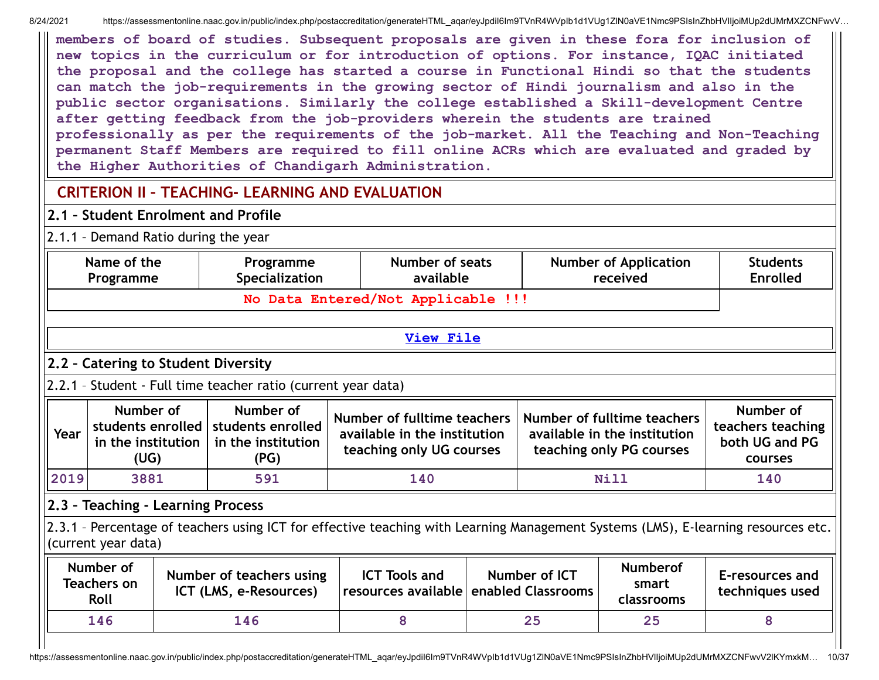members of board of studies. Subsequent proposals are given in these fora for inclusion of new topics in the curriculum or for introduction of options. For instance, IQAC initiated the proposal and the college has started a course in Functional Hindi so that the students can match the job-requirements in the growing sector of Hindi journalism and also in the public sector organisations. Similarly the college established a Skill-development Centre after getting feedback from the job-providers wherein the students are trained professionally as per the requirements of the job-market. All the Teaching and Non-Teaching permanent Staff Members are required to fill online ACRs which are evaluated and graded by the Higher Authorities of Chandigarh Administration.

## CRITERION II – TEACHING- LEARNING AND EVALUATION

### 2.1 – Student Enrolment and Profile

2.1.1 – Demand Ratio during the year

| Name of the Programme | Programme Specialization | Number of seats available | Number of Application received | Students Enrolled |
|---|---|---|---|---|
| No Data Entered/Not Applicable !!! | | | | |

View File

### 2.2 – Catering to Student Diversity

2.2.1 – Student - Full time teacher ratio (current year data)

| Year | Number of students enrolled in the institution (UG) | Number of students enrolled in the institution (PG) | Number of fulltime teachers available in the institution teaching only UG courses | Number of fulltime teachers available in the institution teaching only PG courses | Number of teachers teaching both UG and PG courses |
|---|---|---|---|---|---|
| 2019 | 3881 | 591 | 140 | Nill | 140 |

### 2.3 – Teaching - Learning Process

2.3.1 – Percentage of teachers using ICT for effective teaching with Learning Management Systems (LMS), E-learning resources etc. (current year data)

| Number of Teachers on Roll | Number of teachers using ICT (LMS, e-Resources) | ICT Tools and resources available | Number of ICT enabled Classrooms | Numberof smart classrooms | E-resources and techniques used |
|---|---|---|---|---|---|
| 146 | 146 | 8 | 25 | 25 | 8 |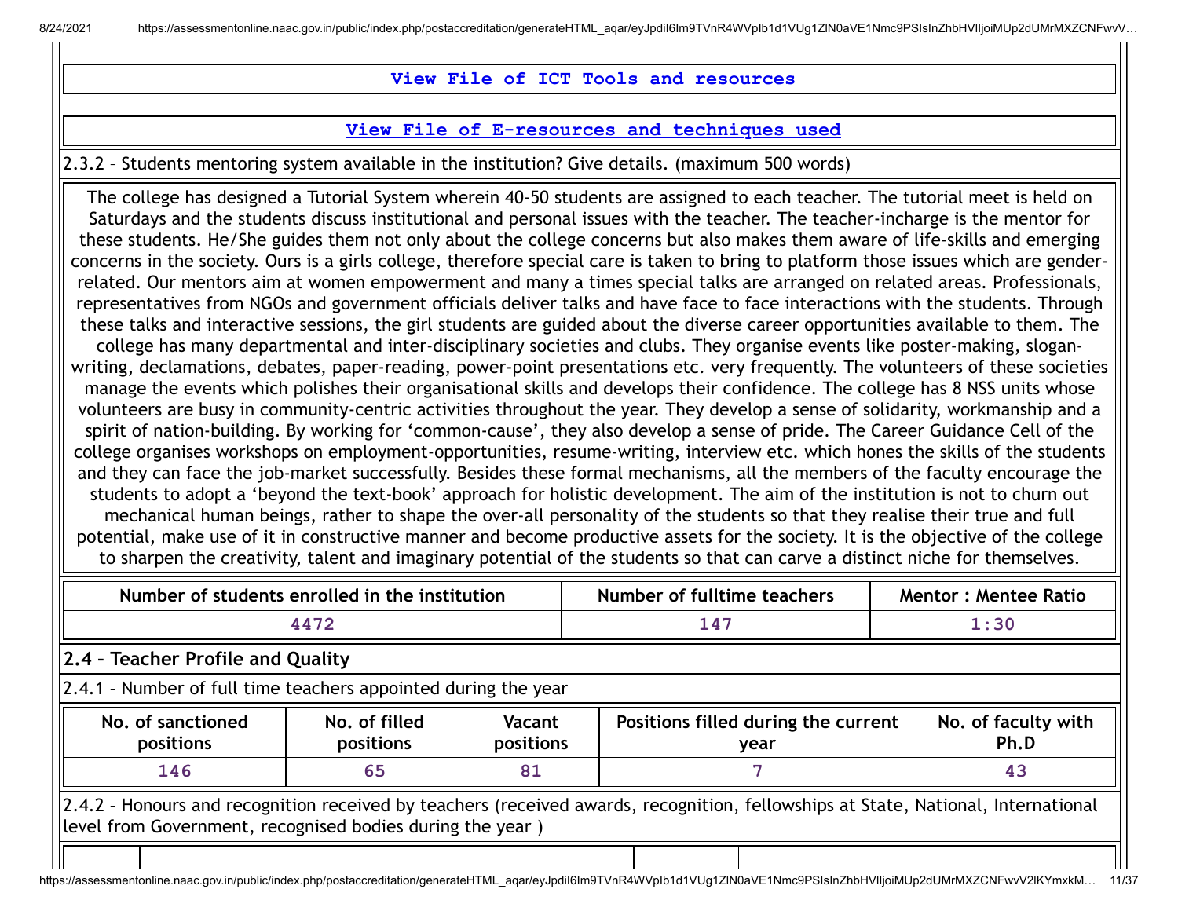**View File of ICT Tools and resources**

**View File of E-resources and techniques used**

2.3.2 – Students mentoring system available in the institution? Give details. (maximum 500 words)

The college has designed a Tutorial System wherein 40-50 students are assigned to each teacher. The tutorial meet is held on Saturdays and the students discuss institutional and personal issues with the teacher. The teacher-incharge is the mentor for these students. He/She guides them not only about the college concerns but also makes them aware of life-skills and emerging concerns in the society. Ours is a girls college, therefore special care is taken to bring to platform those issues which are gender-related. Our mentors aim at women empowerment and many a times special talks are arranged on related areas. Professionals, representatives from NGOs and government officials deliver talks and have face to face interactions with the students. Through these talks and interactive sessions, the girl students are guided about the diverse career opportunities available to them. The college has many departmental and inter-disciplinary societies and clubs. They organise events like poster-making, slogan-writing, declamations, debates, paper-reading, power-point presentations etc. very frequently. The volunteers of these societies manage the events which polishes their organisational skills and develops their confidence. The college has 8 NSS units whose volunteers are busy in community-centric activities throughout the year. They develop a sense of solidarity, workmanship and a spirit of nation-building. By working for 'common-cause', they also develop a sense of pride. The Career Guidance Cell of the college organises workshops on employment-opportunities, resume-writing, interview etc. which hones the skills of the students and they can face the job-market successfully. Besides these formal mechanisms, all the members of the faculty encourage the students to adopt a 'beyond the text-book' approach for holistic development. The aim of the institution is not to churn out mechanical human beings, rather to shape the over-all personality of the students so that they realise their true and full potential, make use of it in constructive manner and become productive assets for the society. It is the objective of the college to sharpen the creativity, talent and imaginary potential of the students so that can carve a distinct niche for themselves.

| Number of students enrolled in the institution | Number of fulltime teachers | Mentor : Mentee Ratio |
|---|---|---|
| 4472 | 147 | 1:30 |

## 2.4 – Teacher Profile and Quality

2.4.1 – Number of full time teachers appointed during the year

| No. of sanctioned positions | No. of filled positions | Vacant positions | Positions filled during the current year | No. of faculty with Ph.D |
|---|---|---|---|---|
| 146 | 65 | 81 | 7 | 43 |

2.4.2 – Honours and recognition received by teachers (received awards, recognition, fellowships at State, National, International level from Government, recognised bodies during the year )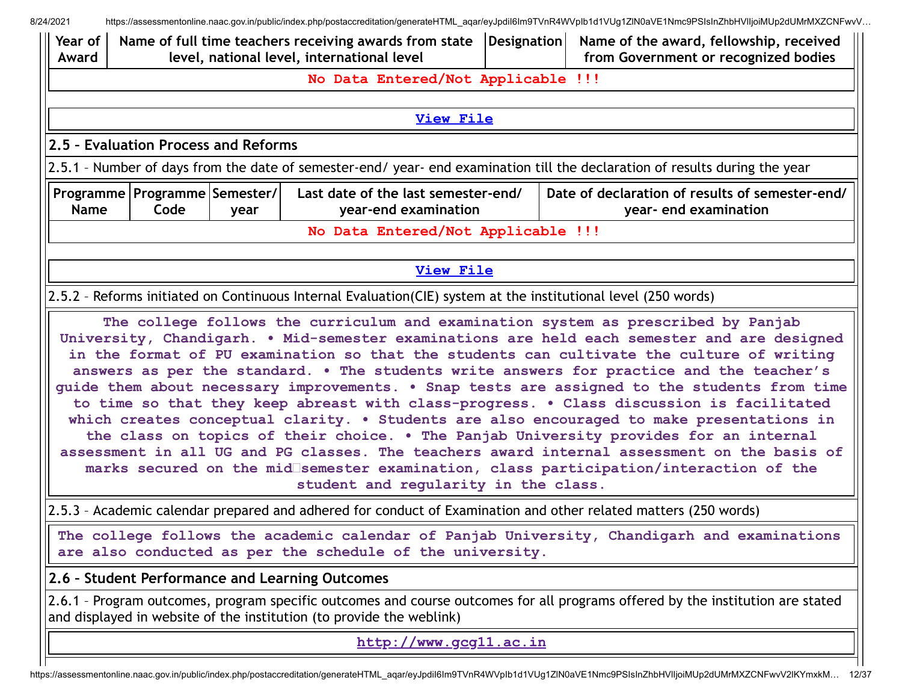| Year of Award | Name of full time teachers receiving awards from state level, national level, international level | Designation | Name of the award, fellowship, received from Government or recognized bodies |
|---|---|---|---|
| No Data Entered/Not Applicable !!! | | | |

View File

## 2.5 – Evaluation Process and Reforms

2.5.1 – Number of days from the date of semester-end/ year- end examination till the declaration of results during the year

| Programme Name | Programme Code | Semester/ year | Last date of the last semester-end/ year-end examination | Date of declaration of results of semester-end/ year- end examination |
|---|---|---|---|---|
| No Data Entered/Not Applicable !!! | | | | |

View File

2.5.2 – Reforms initiated on Continuous Internal Evaluation(CIE) system at the institutional level (250 words)

The college follows the curriculum and examination system as prescribed by Panjab University, Chandigarh. • Mid-semester examinations are held each semester and are designed in the format of PU examination so that the students can cultivate the culture of writing answers as per the standard. • The students write answers for practice and the teacher's guide them about necessary improvements. • Snap tests are assigned to the students from time to time so that they keep abreast with class-progress. • Class discussion is facilitated which creates conceptual clarity. • Students are also encouraged to make presentations in the class on topics of their choice. • The Panjab University provides for an internal assessment in all UG and PG classes. The teachers award internal assessment on the basis of marks secured on the mid semester examination, class participation/interaction of the student and regularity in the class.

2.5.3 – Academic calendar prepared and adhered for conduct of Examination and other related matters (250 words)

The college follows the academic calendar of Panjab University, Chandigarh and examinations are also conducted as per the schedule of the university.

## 2.6 – Student Performance and Learning Outcomes

2.6.1 – Program outcomes, program specific outcomes and course outcomes for all programs offered by the institution are stated and displayed in website of the institution (to provide the weblink)

http://www.gcg11.ac.in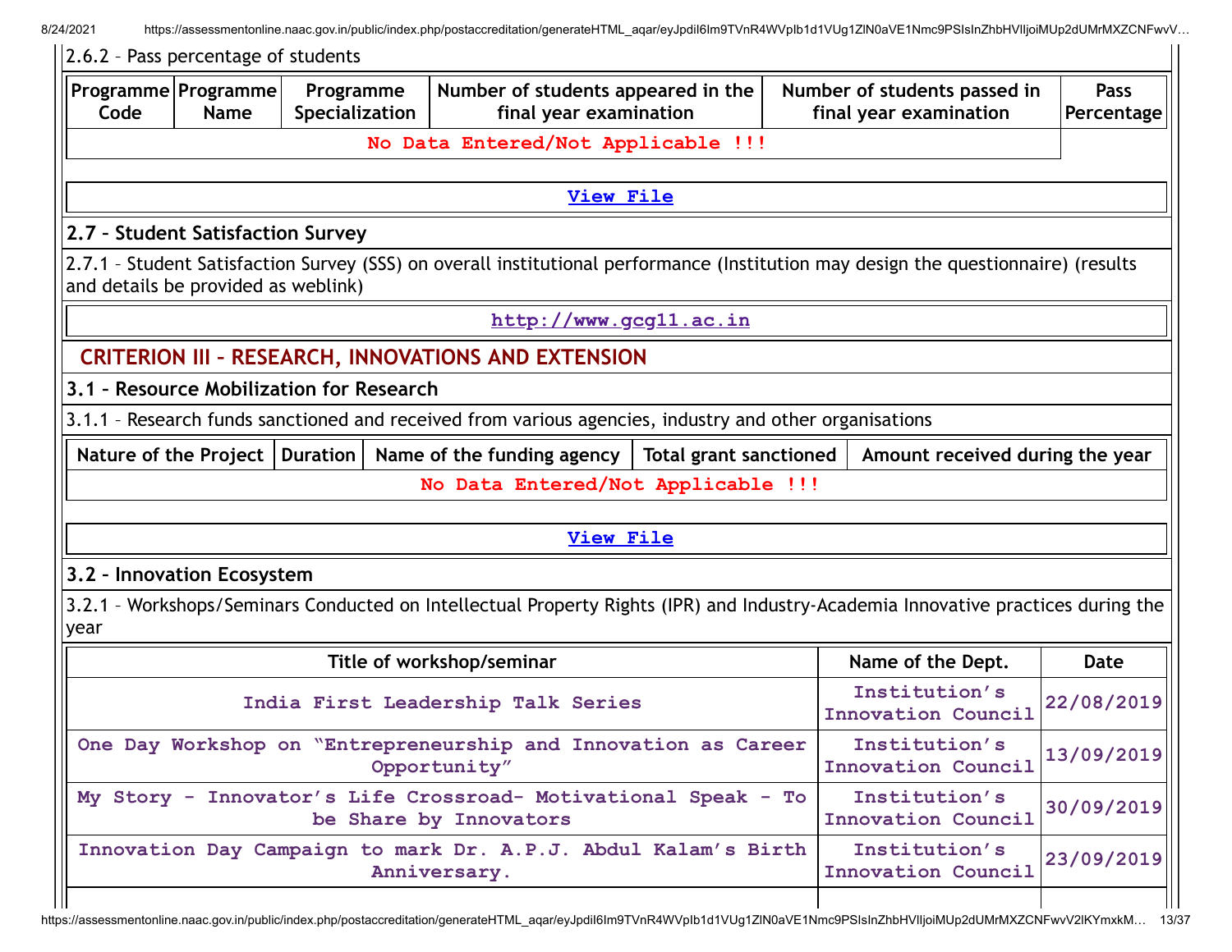2.6.2 – Pass percentage of students

| Programme Code | Programme Name | Programme Specialization | Number of students appeared in the final year examination | Number of students passed in final year examination | Pass Percentage |
|---|---|---|---|---|---|
| No Data Entered/Not Applicable !!! | | | | | |

View File

## 2.7 – Student Satisfaction Survey

2.7.1 – Student Satisfaction Survey (SSS) on overall institutional performance (Institution may design the questionnaire) (results and details be provided as weblink)

http://www.gcg11.ac.in

# CRITERION III – RESEARCH, INNOVATIONS AND EXTENSION

## 3.1 – Resource Mobilization for Research

3.1.1 – Research funds sanctioned and received from various agencies, industry and other organisations

| Nature of the Project | Duration | Name of the funding agency | Total grant sanctioned | Amount received during the year |
|---|---|---|---|---|
| No Data Entered/Not Applicable !!! | | | | |

View File

## 3.2 – Innovation Ecosystem

3.2.1 – Workshops/Seminars Conducted on Intellectual Property Rights (IPR) and Industry-Academia Innovative practices during the year

| Title of workshop/seminar | Name of the Dept. | Date |
|---|---|---|
| India First Leadership Talk Series | Institution's Innovation Council | 22/08/2019 |
| One Day Workshop on "Entrepreneurship and Innovation as Career Opportunity" | Institution's Innovation Council | 13/09/2019 |
| My Story - Innovator's Life Crossroad- Motivational Speak - To be Share by Innovators | Institution's Innovation Council | 30/09/2019 |
| Innovation Day Campaign to mark Dr. A.P.J. Abdul Kalam's Birth Anniversary. | Institution's Innovation Council | 23/09/2019 |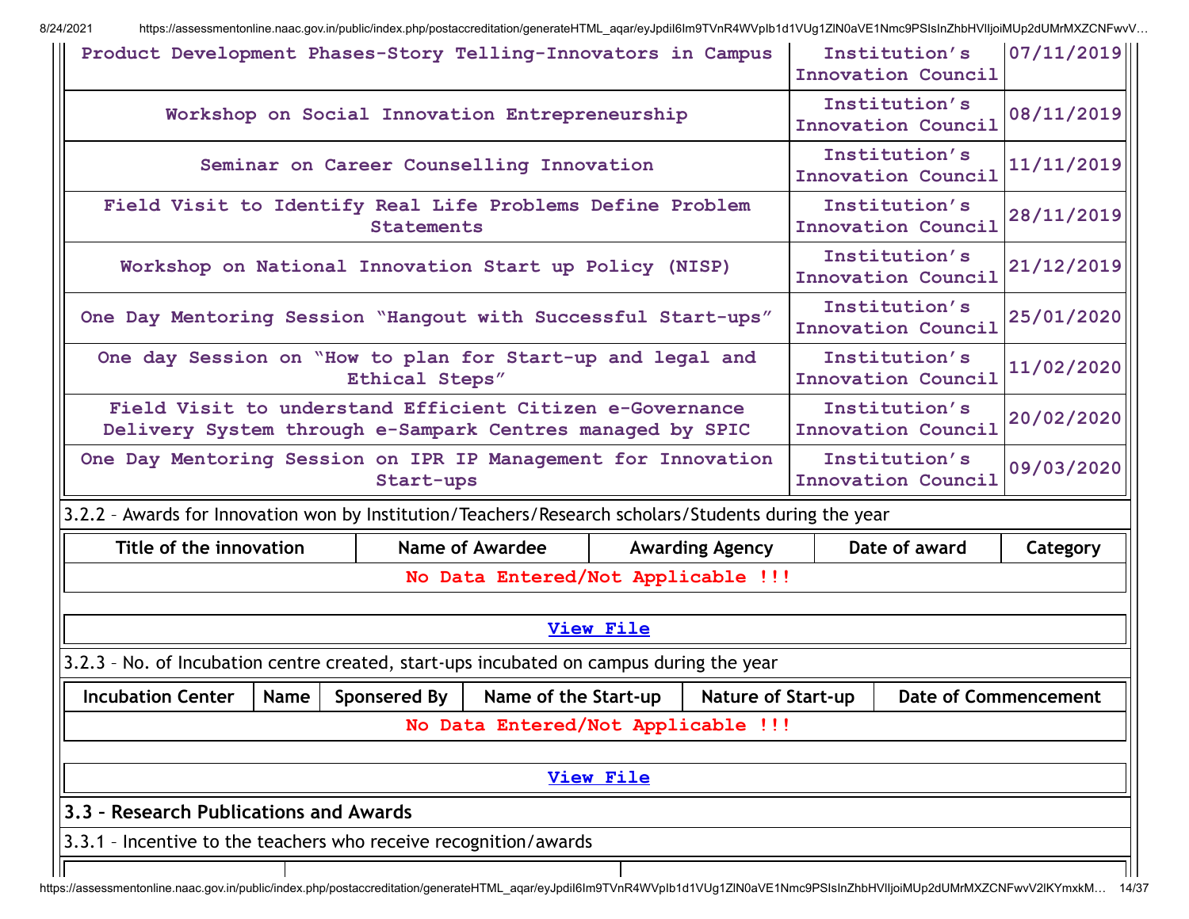| | | |
|---|---|---|
| Product Development Phases-Story Telling-Innovators in Campus | Institution's Innovation Council | 07/11/2019 |
| Workshop on Social Innovation Entrepreneurship | Institution's Innovation Council | 08/11/2019 |
| Seminar on Career Counselling Innovation | Institution's Innovation Council | 11/11/2019 |
| Field Visit to Identify Real Life Problems Define Problem Statements | Institution's Innovation Council | 28/11/2019 |
| Workshop on National Innovation Start up Policy (NISP) | Institution's Innovation Council | 21/12/2019 |
| One Day Mentoring Session "Hangout with Successful Start-ups" | Institution's Innovation Council | 25/01/2020 |
| One day Session on "How to plan for Start-up and legal and Ethical Steps" | Institution's Innovation Council | 11/02/2020 |
| Field Visit to understand Efficient Citizen e-Governance Delivery System through e-Sampark Centres managed by SPIC | Institution's Innovation Council | 20/02/2020 |
| One Day Mentoring Session on IPR IP Management for Innovation Start-ups | Institution's Innovation Council | 09/03/2020 |

3.2.2 – Awards for Innovation won by Institution/Teachers/Research scholars/Students during the year

| Title of the innovation | Name of Awardee | Awarding Agency | Date of award | Category |
|---|---|---|---|---|
| No Data Entered/Not Applicable !!! | | | | |

View File

3.2.3 – No. of Incubation centre created, start-ups incubated on campus during the year

| Incubation Center | Name | Sponsered By | Name of the Start-up | Nature of Start-up | Date of Commencement |
|---|---|---|---|---|---|
| No Data Entered/Not Applicable !!! | | | | | |

View File

**3.3 – Research Publications and Awards**

3.3.1 – Incentive to the teachers who receive recognition/awards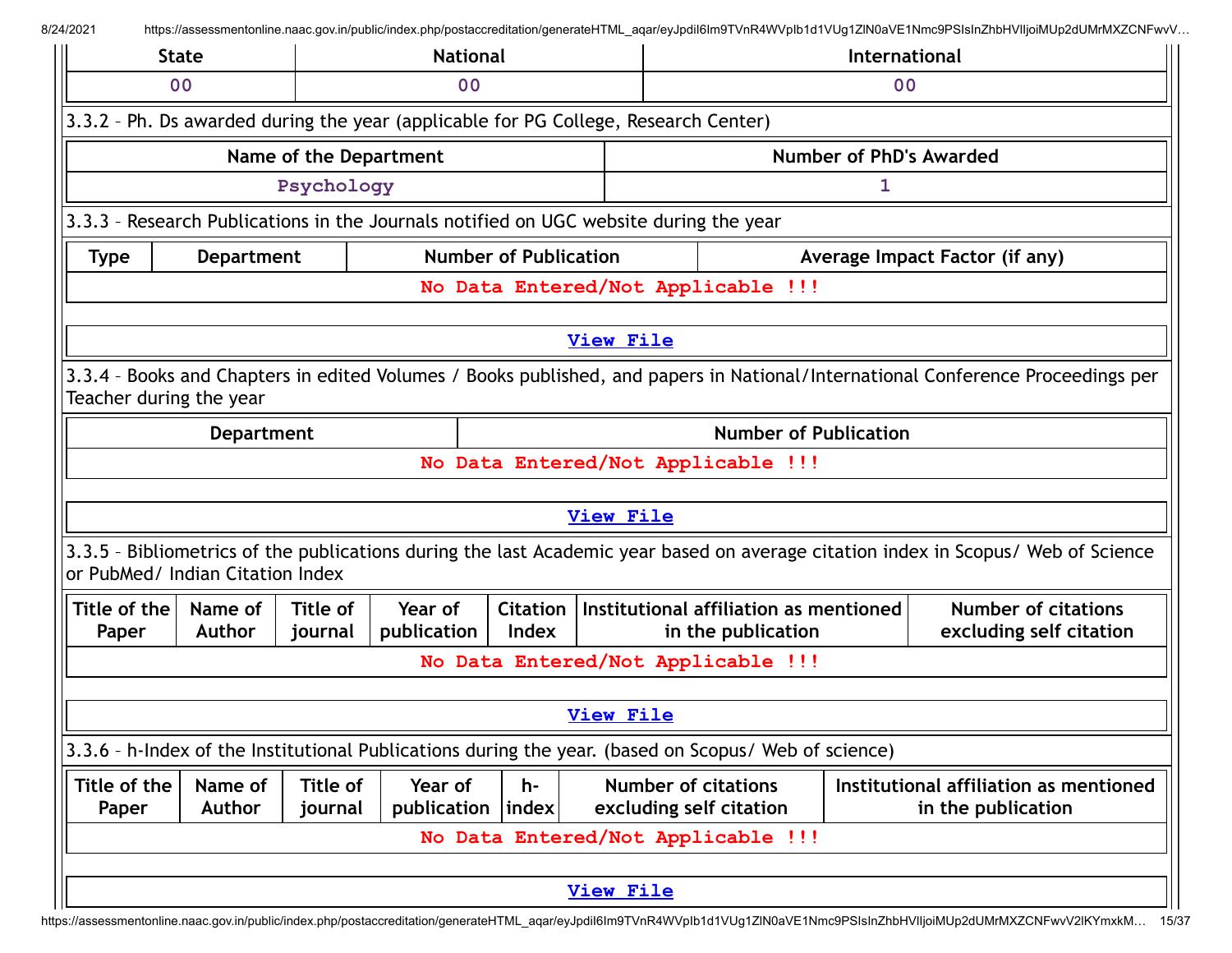| State | National | International |
|---|---|---|
| 00 | 00 | 00 |

3.3.2 – Ph. Ds awarded during the year (applicable for PG College, Research Center)

| Name of the Department | Number of PhD's Awarded |
|---|---|
| Psychology | 1 |

3.3.3 – Research Publications in the Journals notified on UGC website during the year

| Type | Department | Number of Publication | Average Impact Factor (if any) |
|---|---|---|---|
| No Data Entered/Not Applicable !!! | | | |

View File

3.3.4 – Books and Chapters in edited Volumes / Books published, and papers in National/International Conference Proceedings per Teacher during the year

| Department | Number of Publication |
|---|---|
| No Data Entered/Not Applicable !!! | |

View File

3.3.5 – Bibliometrics of the publications during the last Academic year based on average citation index in Scopus/ Web of Science or PubMed/ Indian Citation Index

| Title of the Paper | Name of Author | Title of journal | Year of publication | Citation Index | Institutional affiliation as mentioned in the publication | Number of citations excluding self citation |
|---|---|---|---|---|---|---|
| No Data Entered/Not Applicable !!! | | | | | | |

View File

3.3.6 – h-Index of the Institutional Publications during the year. (based on Scopus/ Web of science)

| Title of the Paper | Name of Author | Title of journal | Year of publication | h-index | Number of citations excluding self citation | Institutional affiliation as mentioned in the publication |
|---|---|---|---|---|---|---|
| No Data Entered/Not Applicable !!! | | | | | | |

View File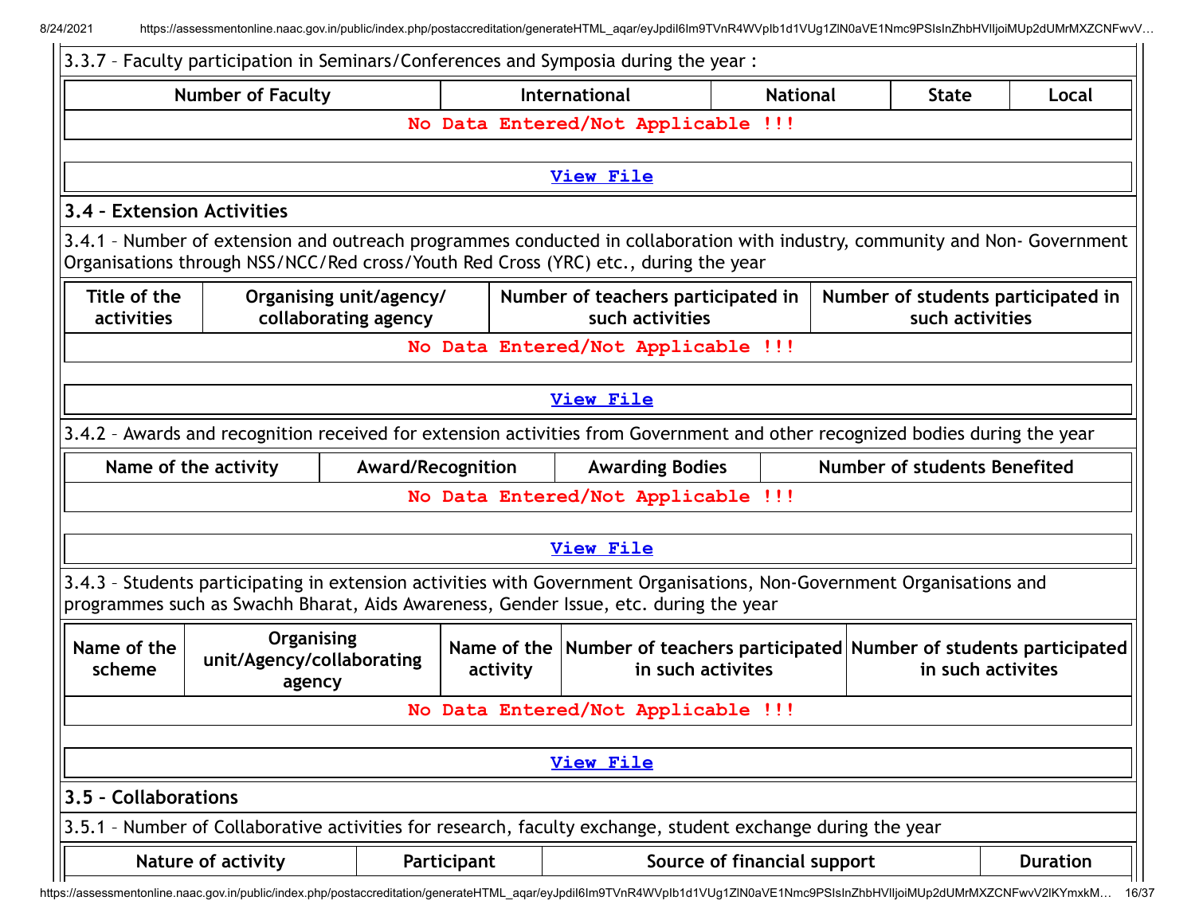3.3.7 – Faculty participation in Seminars/Conferences and Symposia during the year :

| Number of Faculty | International | National | State | Local |
|---|---|---|---|---|
| No Data Entered/Not Applicable !!! | | | | |

View File

### 3.4 – Extension Activities

3.4.1 – Number of extension and outreach programmes conducted in collaboration with industry, community and Non- Government Organisations through NSS/NCC/Red cross/Youth Red Cross (YRC) etc., during the year

| Title of the activities | Organising unit/agency/ collaborating agency | Number of teachers participated in such activities | Number of students participated in such activities |
|---|---|---|---|
| No Data Entered/Not Applicable !!! | | | |

View File

3.4.2 – Awards and recognition received for extension activities from Government and other recognized bodies during the year

| Name of the activity | Award/Recognition | Awarding Bodies | Number of students Benefited |
|---|---|---|---|
| No Data Entered/Not Applicable !!! | | | |

View File

3.4.3 – Students participating in extension activities with Government Organisations, Non-Government Organisations and programmes such as Swachh Bharat, Aids Awareness, Gender Issue, etc. during the year

| Name of the scheme | Organising unit/Agency/collaborating agency | Name of the activity | Number of teachers participated in such activites | Number of students participated in such activites |
|---|---|---|---|---|
| No Data Entered/Not Applicable !!! | | | | |

View File

### 3.5 – Collaborations

3.5.1 – Number of Collaborative activities for research, faculty exchange, student exchange during the year

| Nature of activity | Participant | Source of financial support | Duration |
|---|---|---|---|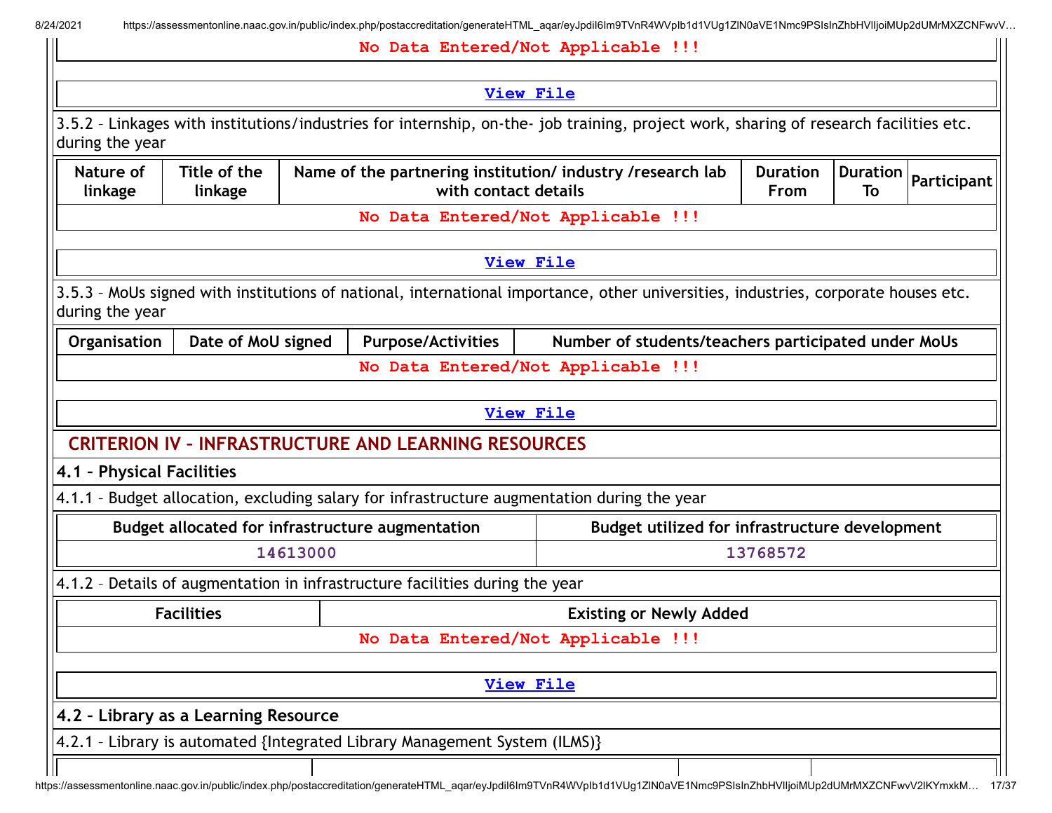No Data Entered/Not Applicable !!!

View File

3.5.2 – Linkages with institutions/industries for internship, on-the- job training, project work, sharing of research facilities etc. during the year

| Nature of linkage | Title of the linkage | Name of the partnering institution/ industry /research lab with contact details | Duration From | Duration To | Participant |
|---|---|---|---|---|---|
| No Data Entered/Not Applicable !!! | | | | | |

View File

3.5.3 – MoUs signed with institutions of national, international importance, other universities, industries, corporate houses etc. during the year

| Organisation | Date of MoU signed | Purpose/Activities | Number of students/teachers participated under MoUs |
|---|---|---|---|
| No Data Entered/Not Applicable !!! | | | |

View File

## CRITERION IV – INFRASTRUCTURE AND LEARNING RESOURCES

### 4.1 – Physical Facilities

4.1.1 – Budget allocation, excluding salary for infrastructure augmentation during the year

| Budget allocated for infrastructure augmentation | Budget utilized for infrastructure development |
|---|---|
| 14613000 | 13768572 |

4.1.2 – Details of augmentation in infrastructure facilities during the year

| Facilities | Existing or Newly Added |
|---|---|
| No Data Entered/Not Applicable !!! | |

View File

### 4.2 – Library as a Learning Resource

4.2.1 – Library is automated {Integrated Library Management System (ILMS)}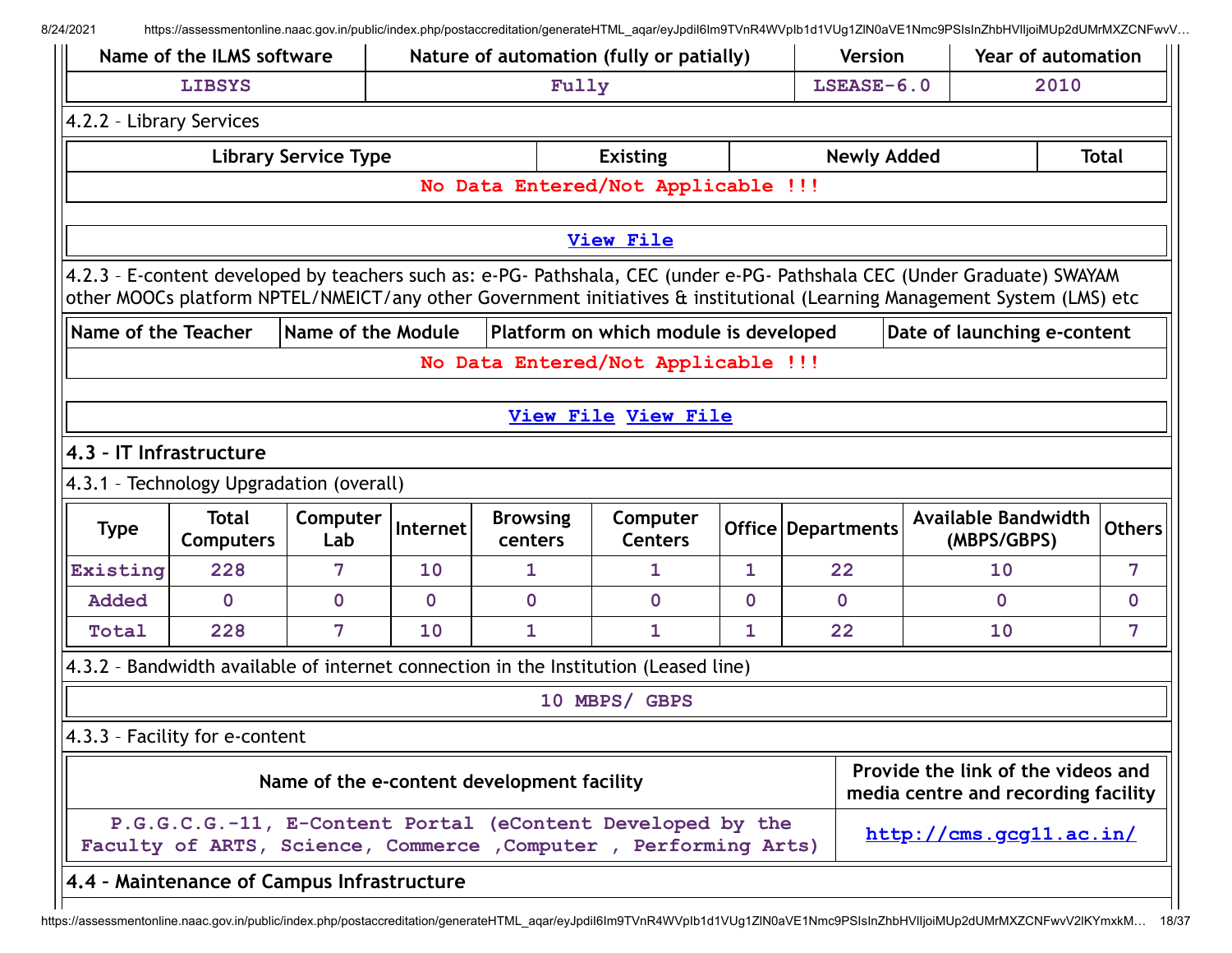| Name of the ILMS software | Nature of automation (fully or patially) | Version | Year of automation |
| --- | --- | --- | --- |
| LIBSYS | Fully | LSEASE-6.0 | 2010 |

4.2.2 – Library Services

| Library Service Type | Existing | Newly Added | Total |
| --- | --- | --- | --- |
| No Data Entered/Not Applicable !!! | | | |

View File

4.2.3 – E-content developed by teachers such as: e-PG- Pathshala, CEC (under e-PG- Pathshala CEC (Under Graduate) SWAYAM other MOOCs platform NPTEL/NMEICT/any other Government initiatives & institutional (Learning Management System (LMS) etc

| Name of the Teacher | Name of the Module | Platform on which module is developed | Date of launching e-content |
| --- | --- | --- | --- |
| No Data Entered/Not Applicable !!! | | | |

View File View File

## 4.3 – IT Infrastructure

4.3.1 – Technology Upgradation (overall)

| Type | Total Computers | Computer Lab | Internet | Browsing centers | Computer Centers | Office | Departments | Available Bandwidth (MBPS/GBPS) | Others |
| --- | --- | --- | --- | --- | --- | --- | --- | --- | --- |
| Existing | 228 | 7 | 10 | 1 | 1 | 1 | 22 | 10 | 7 |
| Added | 0 | 0 | 0 | 0 | 0 | 0 | 0 | 0 | 0 |
| Total | 228 | 7 | 10 | 1 | 1 | 1 | 22 | 10 | 7 |

4.3.2 – Bandwidth available of internet connection in the Institution (Leased line)

10 MBPS/ GBPS

4.3.3 – Facility for e-content

| Name of the e-content development facility | Provide the link of the videos and media centre and recording facility |
| --- | --- |
| P.G.G.C.G.-11, E-Content Portal (eContent Developed by the Faculty of ARTS, Science, Commerce ,Computer , Performing Arts) | http://cms.gcg11.ac.in/ |

## 4.4 – Maintenance of Campus Infrastructure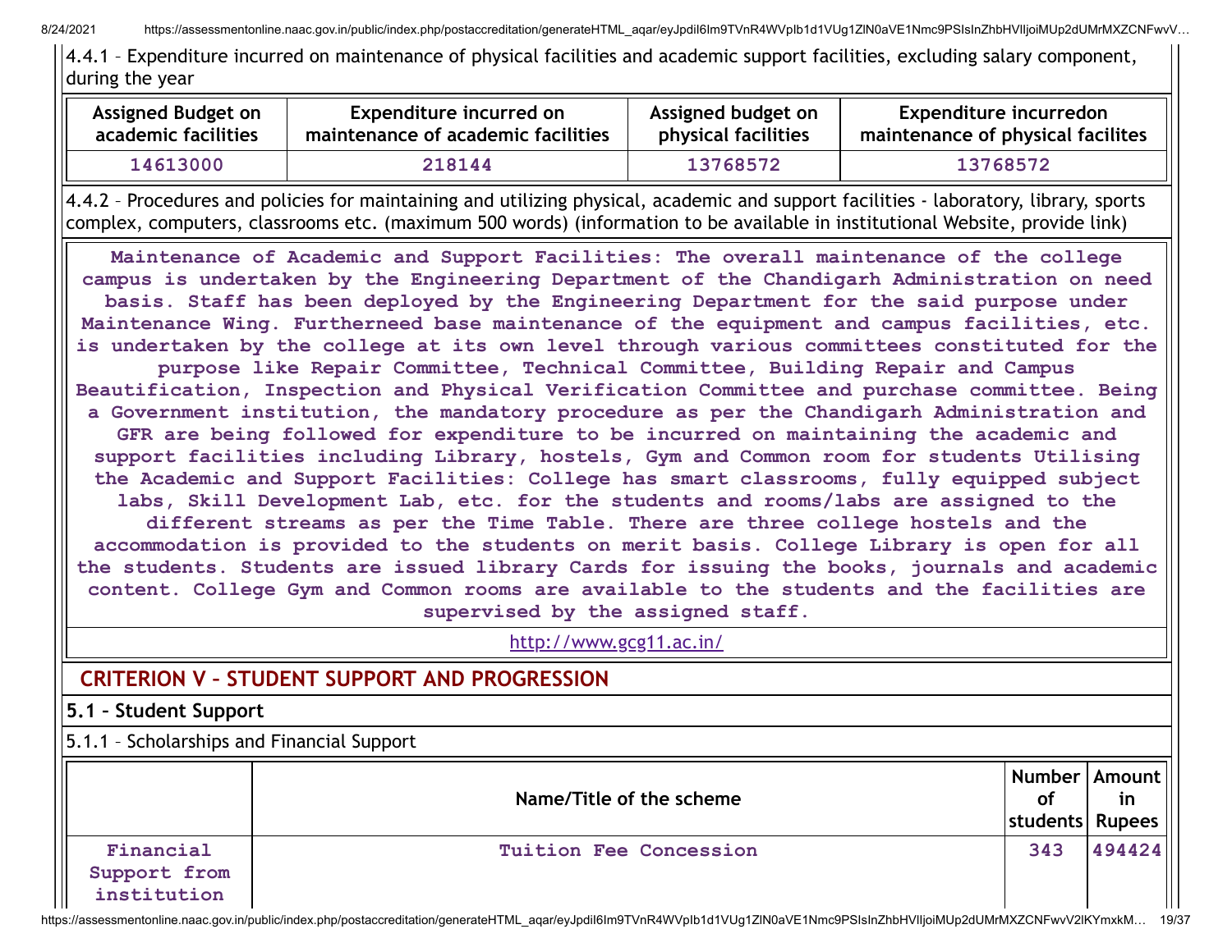4.4.1 – Expenditure incurred on maintenance of physical facilities and academic support facilities, excluding salary component, during the year

| Assigned Budget on academic facilities | Expenditure incurred on maintenance of academic facilities | Assigned budget on physical facilities | Expenditure incurredon maintenance of physical facilites |
|---|---|---|---|
| 14613000 | 218144 | 13768572 | 13768572 |

4.4.2 – Procedures and policies for maintaining and utilizing physical, academic and support facilities - laboratory, library, sports complex, computers, classrooms etc. (maximum 500 words) (information to be available in institutional Website, provide link)

**Maintenance of Academic and Support Facilities: The overall maintenance of the college campus is undertaken by the Engineering Department of the Chandigarh Administration on need basis. Staff has been deployed by the Engineering Department for the said purpose under Maintenance Wing. Furtherneed base maintenance of the equipment and campus facilities, etc. is undertaken by the college at its own level through various committees constituted for the purpose like Repair Committee, Technical Committee, Building Repair and Campus Beautification, Inspection and Physical Verification Committee and purchase committee. Being a Government institution, the mandatory procedure as per the Chandigarh Administration and GFR are being followed for expenditure to be incurred on maintaining the academic and support facilities including Library, hostels, Gym and Common room for students Utilising the Academic and Support Facilities: College has smart classrooms, fully equipped subject labs, Skill Development Lab, etc. for the students and rooms/labs are assigned to the different streams as per the Time Table. There are three college hostels and the accommodation is provided to the students on merit basis. College Library is open for all the students. Students are issued library Cards for issuing the books, journals and academic content. College Gym and Common rooms are available to the students and the facilities are supervised by the assigned staff.**

http://www.gcg11.ac.in/

## CRITERION V – STUDENT SUPPORT AND PROGRESSION

### 5.1 – Student Support

5.1.1 – Scholarships and Financial Support

| | Name/Title of the scheme | Number of students | Amount in Rupees |
|---|---|---|---|
| Financial Support from institution | Tuition Fee Concession | 343 | 494424 |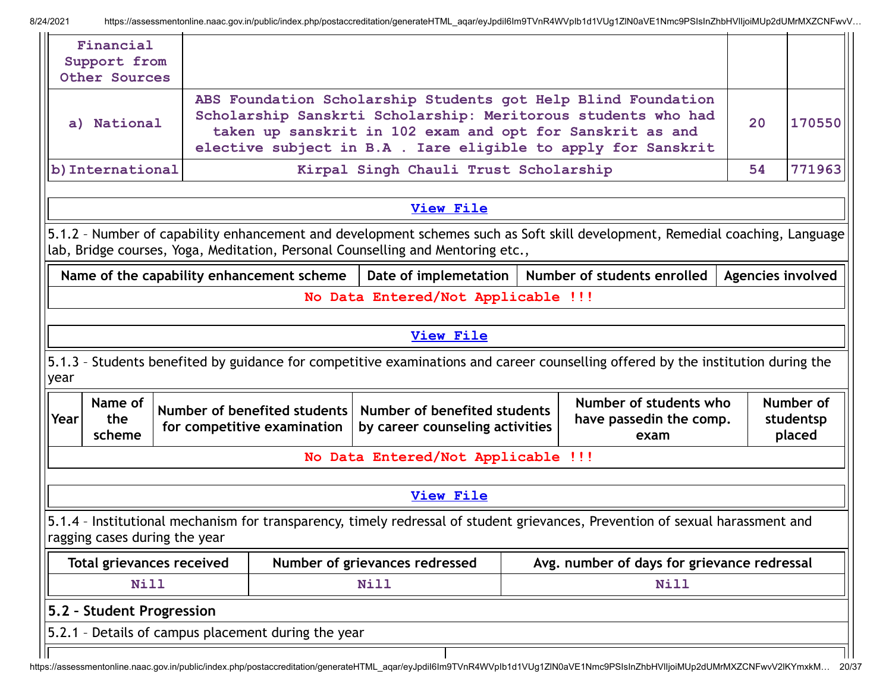| Financial Support from Other Sources | | | |
|---|---|---|---|
| a) National | ABS Foundation Scholarship Students got Help Blind Foundation Scholarship Sanskrti Scholarship: Meritorous students who had taken up sanskrit in 102 exam and opt for Sanskrit as and elective subject in B.A . Iare eligible to apply for Sanskrit | 20 | 170550 |
| b)International | Kirpal Singh Chauli Trust Scholarship | 54 | 771963 |

View File

5.1.2 – Number of capability enhancement and development schemes such as Soft skill development, Remedial coaching, Language lab, Bridge courses, Yoga, Meditation, Personal Counselling and Mentoring etc.,

| Name of the capability enhancement scheme | Date of implemetation | Number of students enrolled | Agencies involved |
|---|---|---|---|
| No Data Entered/Not Applicable !!! | | | |

View File

5.1.3 – Students benefited by guidance for competitive examinations and career counselling offered by the institution during the year

| Year | Name of the scheme | Number of benefited students for competitive examination | Number of benefited students by career counseling activities | Number of students who have passedin the comp. exam | Number of studentsp placed |
|---|---|---|---|---|---|
| No Data Entered/Not Applicable !!! | | | | | |

View File

5.1.4 – Institutional mechanism for transparency, timely redressal of student grievances, Prevention of sexual harassment and ragging cases during the year

| Total grievances received | Number of grievances redressed | Avg. number of days for grievance redressal |
|---|---|---|
| Nill | Nill | Nill |

**5.2 – Student Progression**

5.2.1 – Details of campus placement during the year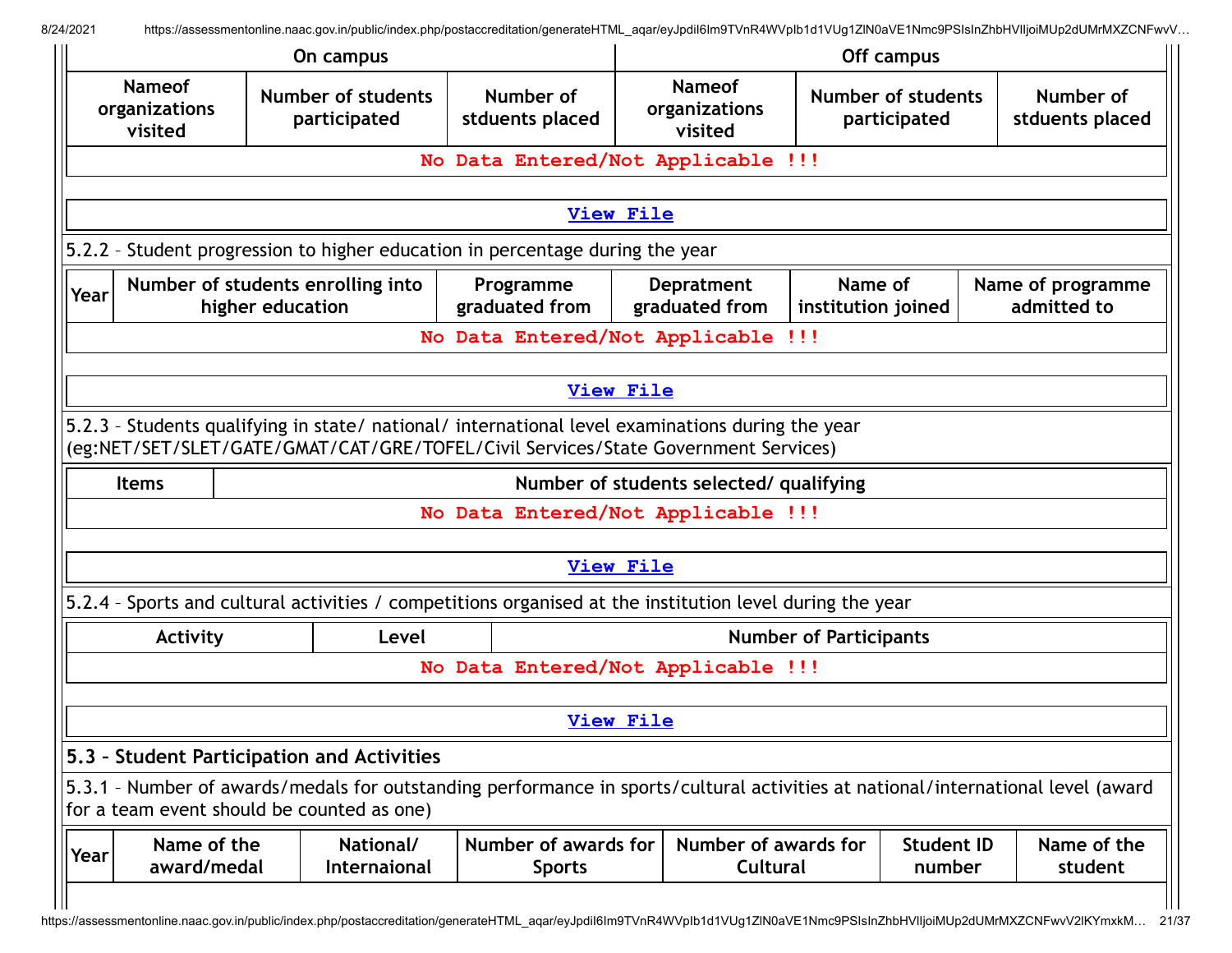| On campus | | | Off campus | | |
|---|---|---|---|---|---|
| Nameof organizations visited | Number of students participated | Number of stduents placed | Nameof organizations visited | Number of students participated | Number of stduents placed |
| No Data Entered/Not Applicable !!! | | | | | |

View File

5.2.2 – Student progression to higher education in percentage during the year

| Year | Number of students enrolling into higher education | Programme graduated from | Depratment graduated from | Name of institution joined | Name of programme admitted to |
|---|---|---|---|---|---|
| No Data Entered/Not Applicable !!! | | | | | |

View File

5.2.3 – Students qualifying in state/ national/ international level examinations during the year (eg:NET/SET/SLET/GATE/GMAT/CAT/GRE/TOFEL/Civil Services/State Government Services)

| Items | Number of students selected/ qualifying |
|---|---|
| No Data Entered/Not Applicable !!! | |

View File

5.2.4 – Sports and cultural activities / competitions organised at the institution level during the year

| Activity | Level | Number of Participants |
|---|---|---|
| No Data Entered/Not Applicable !!! | | |

View File

5.3 – Student Participation and Activities

5.3.1 – Number of awards/medals for outstanding performance in sports/cultural activities at national/international level (award for a team event should be counted as one)

| Year | Name of the award/medal | National/ Internaional | Number of awards for Sports | Number of awards for Cultural | Student ID number | Name of the student |
|---|---|---|---|---|---|---|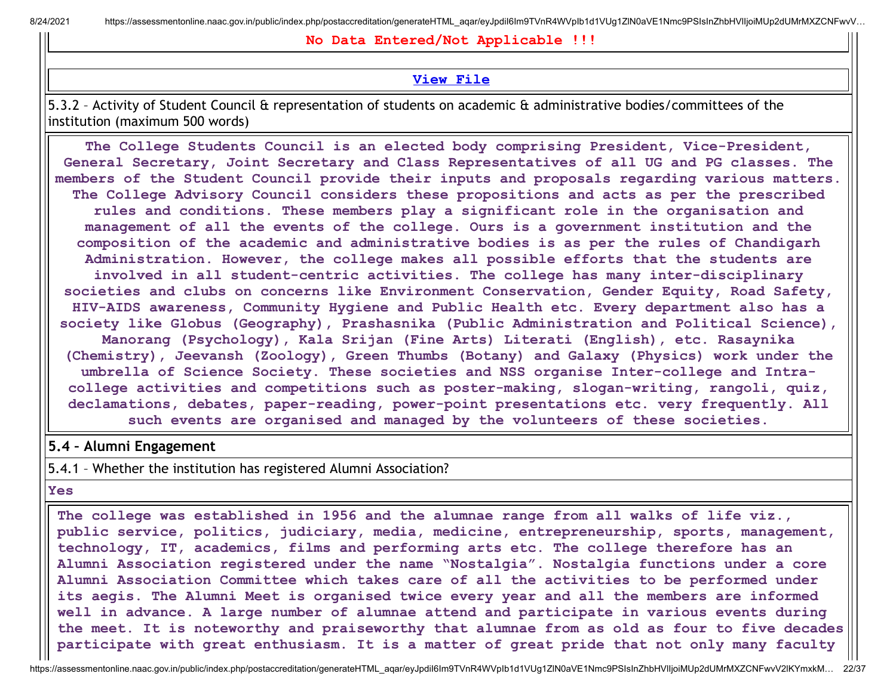**No Data Entered/Not Applicable !!!**

**View File**

5.3.2 – Activity of Student Council & representation of students on academic & administrative bodies/committees of the institution (maximum 500 words)

**The College Students Council is an elected body comprising President, Vice-President, General Secretary, Joint Secretary and Class Representatives of all UG and PG classes. The members of the Student Council provide their inputs and proposals regarding various matters. The College Advisory Council considers these propositions and acts as per the prescribed rules and conditions. These members play a significant role in the organisation and management of all the events of the college. Ours is a government institution and the composition of the academic and administrative bodies is as per the rules of Chandigarh Administration. However, the college makes all possible efforts that the students are involved in all student-centric activities. The college has many inter-disciplinary societies and clubs on concerns like Environment Conservation, Gender Equity, Road Safety, HIV-AIDS awareness, Community Hygiene and Public Health etc. Every department also has a society like Globus (Geography), Prashasnika (Public Administration and Political Science), Manorang (Psychology), Kala Srijan (Fine Arts) Literati (English), etc. Rasaynika (Chemistry), Jeevansh (Zoology), Green Thumbs (Botany) and Galaxy (Physics) work under the umbrella of Science Society. These societies and NSS organise Inter-college and Intra-college activities and competitions such as poster-making, slogan-writing, rangoli, quiz, declamations, debates, paper-reading, power-point presentations etc. very frequently. All such events are organised and managed by the volunteers of these societies.**

## 5.4 – Alumni Engagement

5.4.1 – Whether the institution has registered Alumni Association?

**Yes**

**The college was established in 1956 and the alumnae range from all walks of life viz., public service, politics, judiciary, media, medicine, entrepreneurship, sports, management, technology, IT, academics, films and performing arts etc. The college therefore has an Alumni Association registered under the name "Nostalgia". Nostalgia functions under a core Alumni Association Committee which takes care of all the activities to be performed under its aegis. The Alumni Meet is organised twice every year and all the members are informed well in advance. A large number of alumnae attend and participate in various events during the meet. It is noteworthy and praiseworthy that alumnae from as old as four to five decades participate with great enthusiasm. It is a matter of great pride that not only many faculty**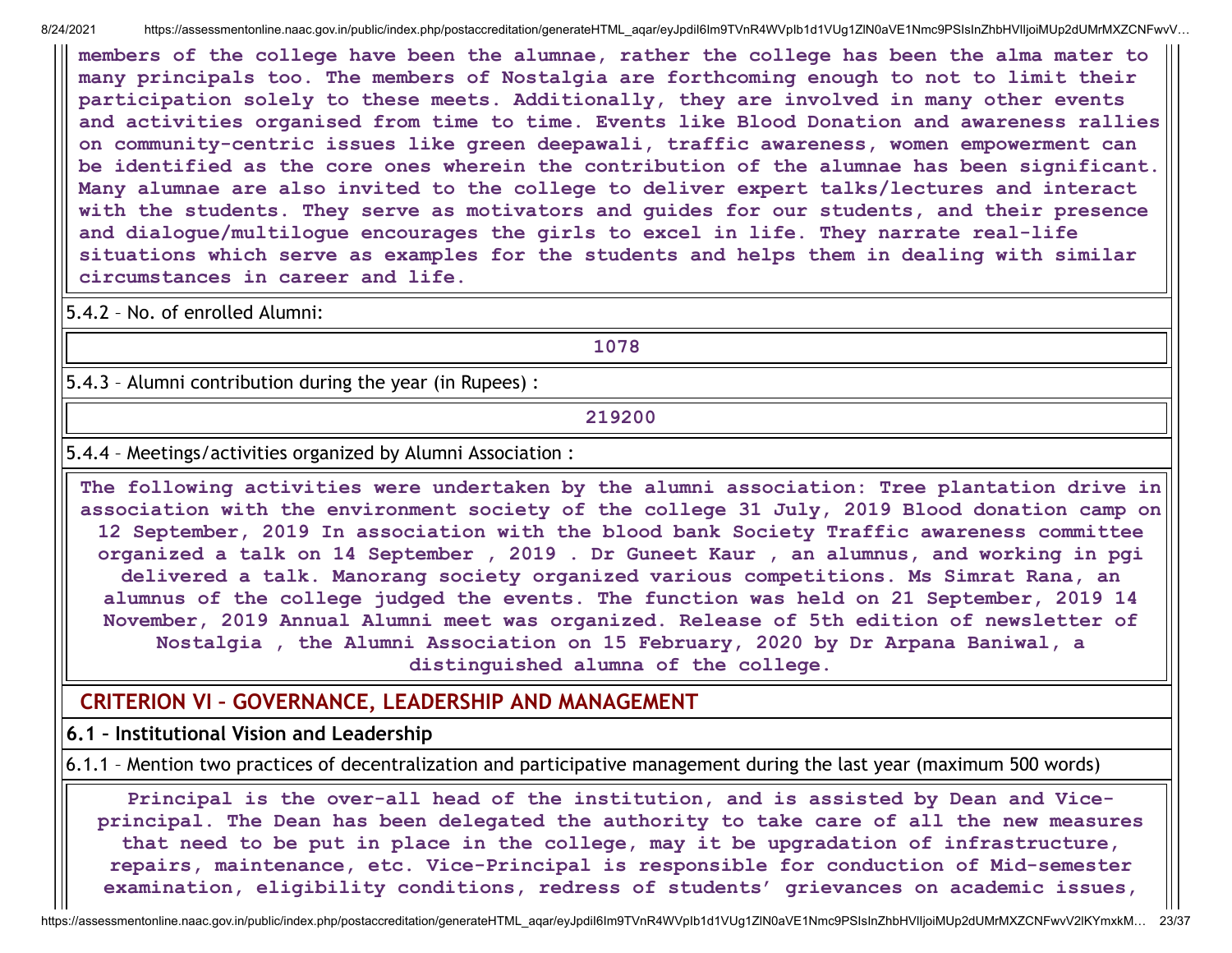members of the college have been the alumnae, rather the college has been the alma mater to many principals too. The members of Nostalgia are forthcoming enough to not to limit their participation solely to these meets. Additionally, they are involved in many other events and activities organised from time to time. Events like Blood Donation and awareness rallies on community-centric issues like green deepawali, traffic awareness, women empowerment can be identified as the core ones wherein the contribution of the alumnae has been significant. Many alumnae are also invited to the college to deliver expert talks/lectures and interact with the students. They serve as motivators and guides for our students, and their presence and dialogue/multilogue encourages the girls to excel in life. They narrate real-life situations which serve as examples for the students and helps them in dealing with similar circumstances in career and life.

5.4.2 – No. of enrolled Alumni:

1078

5.4.3 – Alumni contribution during the year (in Rupees) :

219200

5.4.4 – Meetings/activities organized by Alumni Association :

The following activities were undertaken by the alumni association: Tree plantation drive in association with the environment society of the college 31 July, 2019 Blood donation camp on 12 September, 2019 In association with the blood bank Society Traffic awareness committee organized a talk on 14 September , 2019 . Dr Guneet Kaur , an alumnus, and working in pgi delivered a talk. Manorang society organized various competitions. Ms Simrat Rana, an alumnus of the college judged the events. The function was held on 21 September, 2019 14 November, 2019 Annual Alumni meet was organized. Release of 5th edition of newsletter of Nostalgia , the Alumni Association on 15 February, 2020 by Dr Arpana Baniwal, a distinguished alumna of the college.

## CRITERION VI – GOVERNANCE, LEADERSHIP AND MANAGEMENT

### 6.1 – Institutional Vision and Leadership

6.1.1 – Mention two practices of decentralization and participative management during the last year (maximum 500 words)

Principal is the over-all head of the institution, and is assisted by Dean and Vice-principal. The Dean has been delegated the authority to take care of all the new measures that need to be put in place in the college, may it be upgradation of infrastructure, repairs, maintenance, etc. Vice-Principal is responsible for conduction of Mid-semester examination, eligibility conditions, redress of students' grievances on academic issues,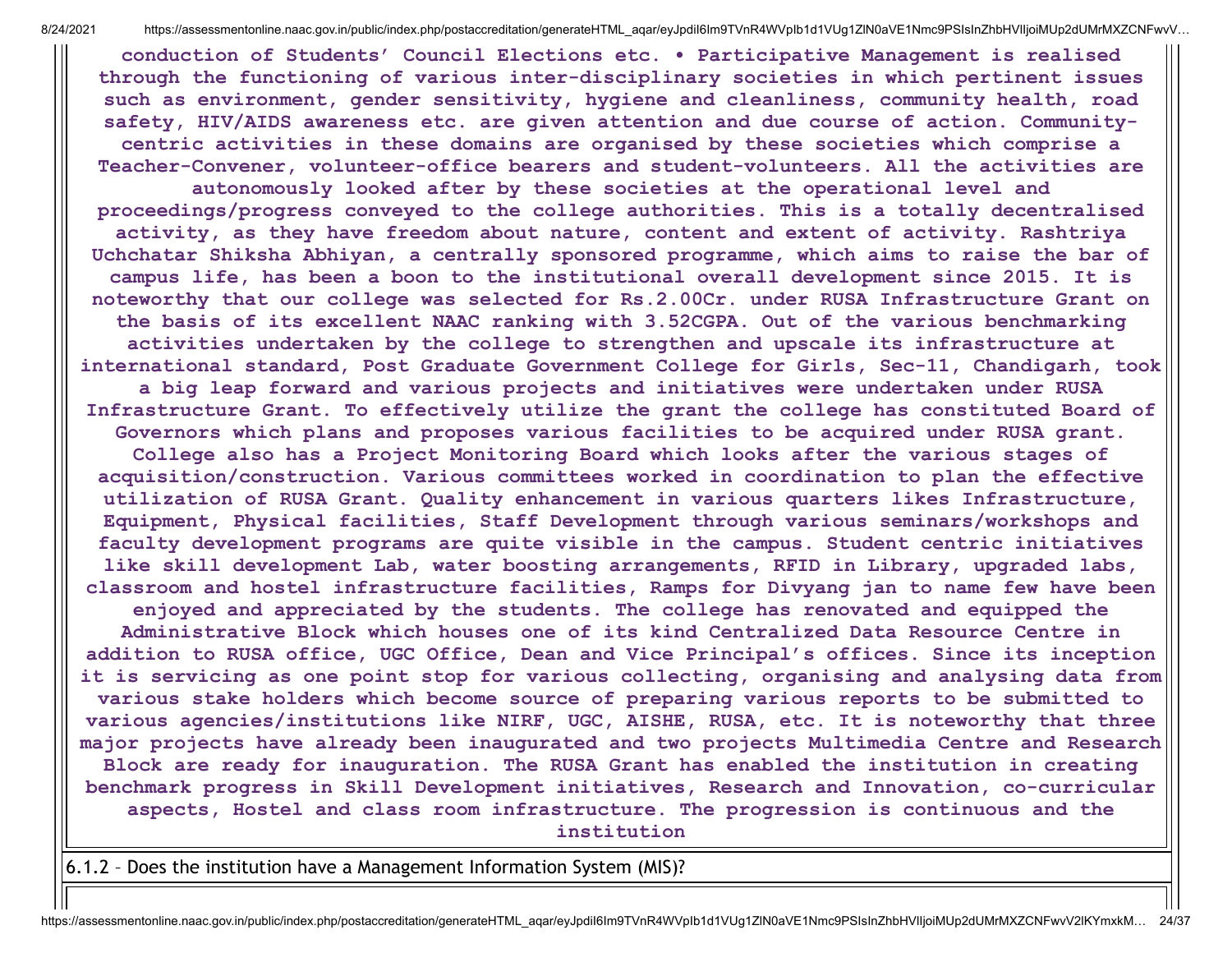**conduction of Students' Council Elections etc. • Participative Management is realised through the functioning of various inter-disciplinary societies in which pertinent issues such as environment, gender sensitivity, hygiene and cleanliness, community health, road safety, HIV/AIDS awareness etc. are given attention and due course of action. Community-centric activities in these domains are organised by these societies which comprise a Teacher-Convener, volunteer-office bearers and student-volunteers. All the activities are autonomously looked after by these societies at the operational level and proceedings/progress conveyed to the college authorities. This is a totally decentralised activity, as they have freedom about nature, content and extent of activity. Rashtriya Uchchatar Shiksha Abhiyan, a centrally sponsored programme, which aims to raise the bar of campus life, has been a boon to the institutional overall development since 2015. It is noteworthy that our college was selected for Rs.2.00Cr. under RUSA Infrastructure Grant on the basis of its excellent NAAC ranking with 3.52CGPA. Out of the various benchmarking activities undertaken by the college to strengthen and upscale its infrastructure at international standard, Post Graduate Government College for Girls, Sec-11, Chandigarh, took a big leap forward and various projects and initiatives were undertaken under RUSA Infrastructure Grant. To effectively utilize the grant the college has constituted Board of Governors which plans and proposes various facilities to be acquired under RUSA grant. College also has a Project Monitoring Board which looks after the various stages of acquisition/construction. Various committees worked in coordination to plan the effective utilization of RUSA Grant. Quality enhancement in various quarters likes Infrastructure, Equipment, Physical facilities, Staff Development through various seminars/workshops and faculty development programs are quite visible in the campus. Student centric initiatives like skill development Lab, water boosting arrangements, RFID in Library, upgraded labs, classroom and hostel infrastructure facilities, Ramps for Divyang jan to name few have been enjoyed and appreciated by the students. The college has renovated and equipped the Administrative Block which houses one of its kind Centralized Data Resource Centre in addition to RUSA office, UGC Office, Dean and Vice Principal's offices. Since its inception it is servicing as one point stop for various collecting, organising and analysing data from various stake holders which become source of preparing various reports to be submitted to various agencies/institutions like NIRF, UGC, AISHE, RUSA, etc. It is noteworthy that three major projects have already been inaugurated and two projects Multimedia Centre and Research Block are ready for inauguration. The RUSA Grant has enabled the institution in creating benchmark progress in Skill Development initiatives, Research and Innovation, co-curricular aspects, Hostel and class room infrastructure. The progression is continuous and the institution**

6.1.2 – Does the institution have a Management Information System (MIS)?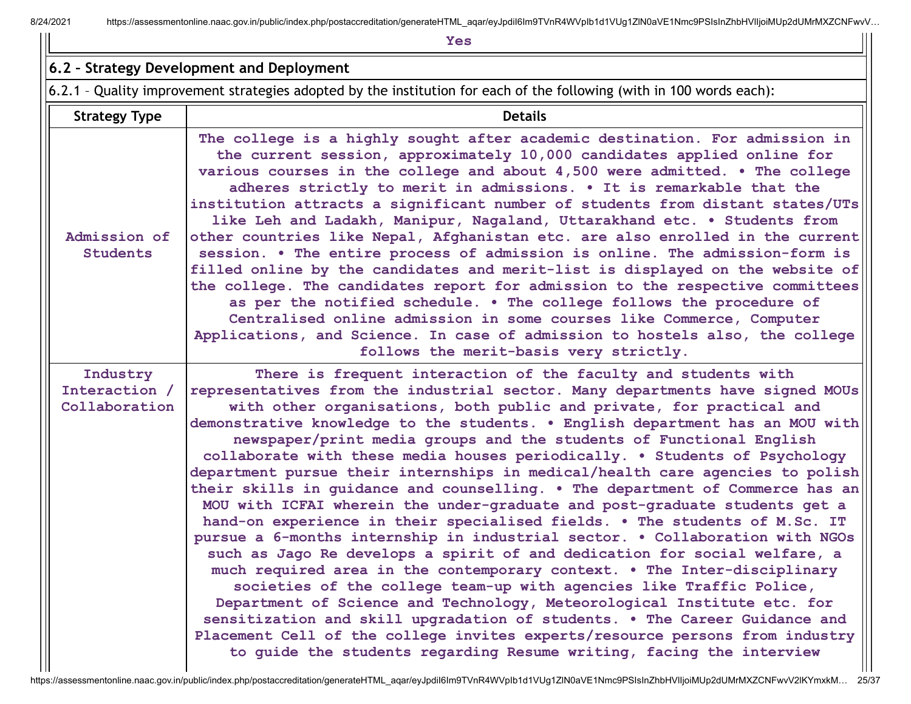Yes

## 6.2 – Strategy Development and Deployment

6.2.1 – Quality improvement strategies adopted by the institution for each of the following (with in 100 words each):

| Strategy Type | Details |
|---|---|
| Admission of Students | The college is a highly sought after academic destination. For admission in the current session, approximately 10,000 candidates applied online for various courses in the college and about 4,500 were admitted. • The college adheres strictly to merit in admissions. • It is remarkable that the institution attracts a significant number of students from distant states/UTs like Leh and Ladakh, Manipur, Nagaland, Uttarakhand etc. • Students from other countries like Nepal, Afghanistan etc. are also enrolled in the current session. • The entire process of admission is online. The admission-form is filled online by the candidates and merit-list is displayed on the website of the college. The candidates report for admission to the respective committees as per the notified schedule. • The college follows the procedure of Centralised online admission in some courses like Commerce, Computer Applications, and Science. In case of admission to hostels also, the college follows the merit-basis very strictly. |
| Industry Interaction / Collaboration | There is frequent interaction of the faculty and students with representatives from the industrial sector. Many departments have signed MOUs with other organisations, both public and private, for practical and demonstrative knowledge to the students. • English department has an MOU with newspaper/print media groups and the students of Functional English collaborate with these media houses periodically. • Students of Psychology department pursue their internships in medical/health care agencies to polish their skills in guidance and counselling. • The department of Commerce has an MOU with ICFAI wherein the under-graduate and post-graduate students get a hand-on experience in their specialised fields. • The students of M.Sc. IT pursue a 6-months internship in industrial sector. • Collaboration with NGOs such as Jago Re develops a spirit of and dedication for social welfare, a much required area in the contemporary context. • The Inter-disciplinary societies of the college team-up with agencies like Traffic Police, Department of Science and Technology, Meteorological Institute etc. for sensitization and skill upgradation of students. • The Career Guidance and Placement Cell of the college invites experts/resource persons from industry to guide the students regarding Resume writing, facing the interview |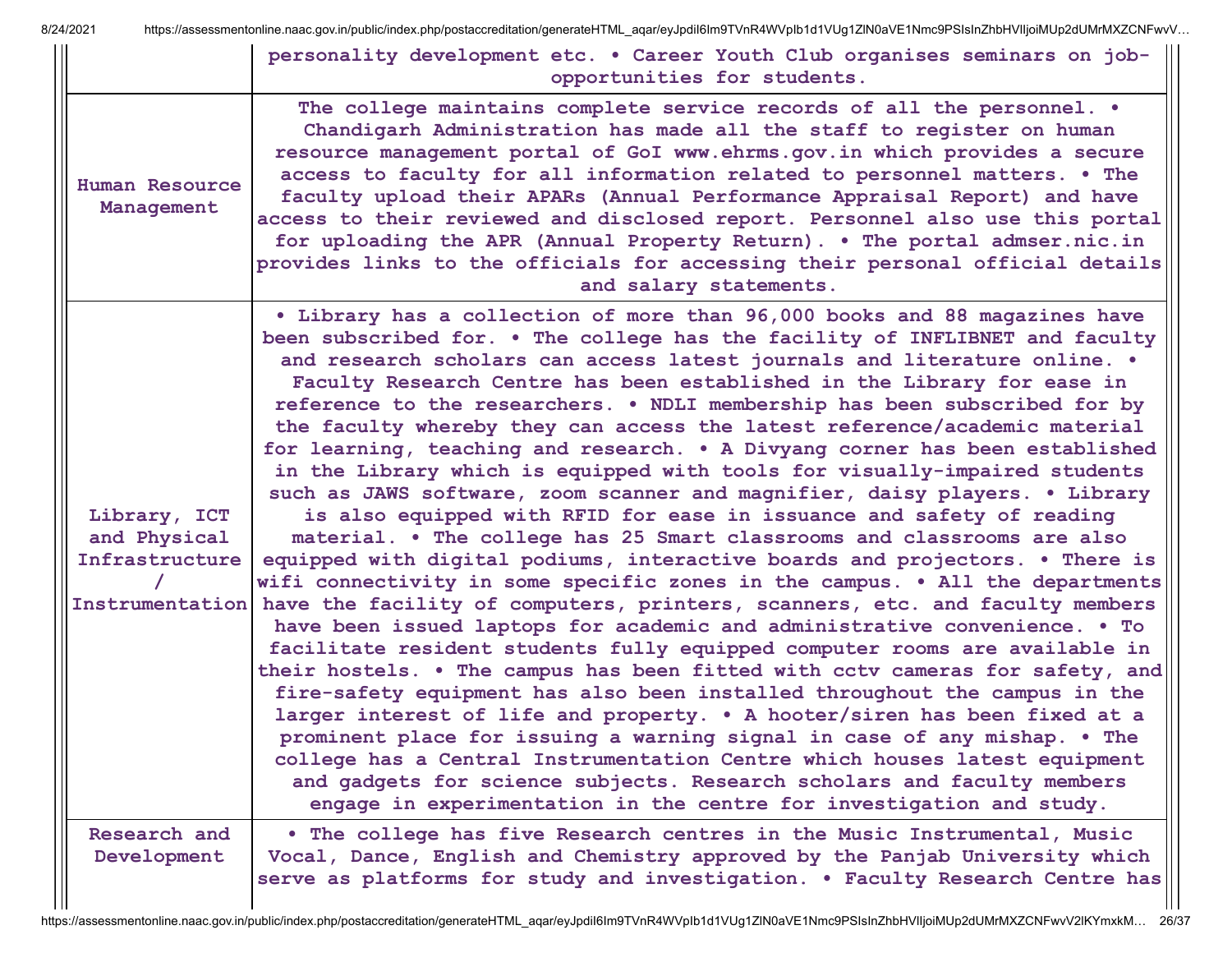| | |
|---|---|
| | personality development etc. • Career Youth Club organises seminars on job-opportunities for students. |
| Human Resource Management | The college maintains complete service records of all the personnel. • Chandigarh Administration has made all the staff to register on human resource management portal of GoI www.ehrms.gov.in which provides a secure access to faculty for all information related to personnel matters. • The faculty upload their APARs (Annual Performance Appraisal Report) and have access to their reviewed and disclosed report. Personnel also use this portal for uploading the APR (Annual Property Return). • The portal admser.nic.in provides links to the officials for accessing their personal official details and salary statements. |
| Library, ICT and Physical Infrastructure / Instrumentation | • Library has a collection of more than 96,000 books and 88 magazines have been subscribed for. • The college has the facility of INFLIBNET and faculty and research scholars can access latest journals and literature online. • Faculty Research Centre has been established in the Library for ease in reference to the researchers. • NDLI membership has been subscribed for by the faculty whereby they can access the latest reference/academic material for learning, teaching and research. • A Divyang corner has been established in the Library which is equipped with tools for visually-impaired students such as JAWS software, zoom scanner and magnifier, daisy players. • Library is also equipped with RFID for ease in issuance and safety of reading material. • The college has 25 Smart classrooms and classrooms are also equipped with digital podiums, interactive boards and projectors. • There is wifi connectivity in some specific zones in the campus. • All the departments have the facility of computers, printers, scanners, etc. and faculty members have been issued laptops for academic and administrative convenience. • To facilitate resident students fully equipped computer rooms are available in their hostels. • The campus has been fitted with cctv cameras for safety, and fire-safety equipment has also been installed throughout the campus in the larger interest of life and property. • A hooter/siren has been fixed at a prominent place for issuing a warning signal in case of any mishap. • The college has a Central Instrumentation Centre which houses latest equipment and gadgets for science subjects. Research scholars and faculty members engage in experimentation in the centre for investigation and study. |
| Research and Development | • The college has five Research centres in the Music Instrumental, Music Vocal, Dance, English and Chemistry approved by the Panjab University which serve as platforms for study and investigation. • Faculty Research Centre has |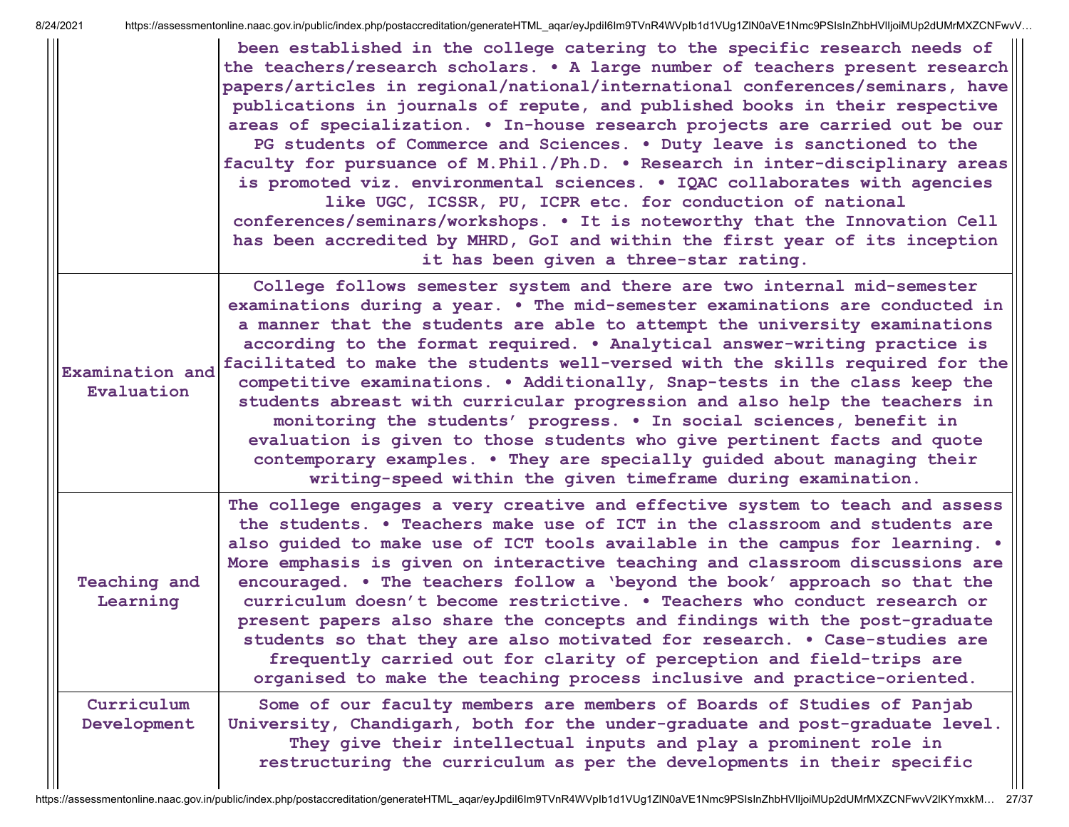|  |  |
|---|---|
|  | been established in the college catering to the specific research needs of the teachers/research scholars. • A large number of teachers present research papers/articles in regional/national/international conferences/seminars, have publications in journals of repute, and published books in their respective areas of specialization. • In-house research projects are carried out be our PG students of Commerce and Sciences. • Duty leave is sanctioned to the faculty for pursuance of M.Phil./Ph.D. • Research in inter-disciplinary areas is promoted viz. environmental sciences. • IQAC collaborates with agencies like UGC, ICSSR, PU, ICPR etc. for conduction of national conferences/seminars/workshops. • It is noteworthy that the Innovation Cell has been accredited by MHRD, GoI and within the first year of its inception it has been given a three-star rating. |
| Examination and Evaluation | College follows semester system and there are two internal mid-semester examinations during a year. • The mid-semester examinations are conducted in a manner that the students are able to attempt the university examinations according to the format required. • Analytical answer-writing practice is facilitated to make the students well-versed with the skills required for the competitive examinations. • Additionally, Snap-tests in the class keep the students abreast with curricular progression and also help the teachers in monitoring the students' progress. • In social sciences, benefit in evaluation is given to those students who give pertinent facts and quote contemporary examples. • They are specially guided about managing their writing-speed within the given timeframe during examination. |
| Teaching and Learning | The college engages a very creative and effective system to teach and assess the students. • Teachers make use of ICT in the classroom and students are also guided to make use of ICT tools available in the campus for learning. • More emphasis is given on interactive teaching and classroom discussions are encouraged. • The teachers follow a 'beyond the book' approach so that the curriculum doesn't become restrictive. • Teachers who conduct research or present papers also share the concepts and findings with the post-graduate students so that they are also motivated for research. • Case-studies are frequently carried out for clarity of perception and field-trips are organised to make the teaching process inclusive and practice-oriented. |
| Curriculum Development | Some of our faculty members are members of Boards of Studies of Panjab University, Chandigarh, both for the under-graduate and post-graduate level. They give their intellectual inputs and play a prominent role in restructuring the curriculum as per the developments in their specific |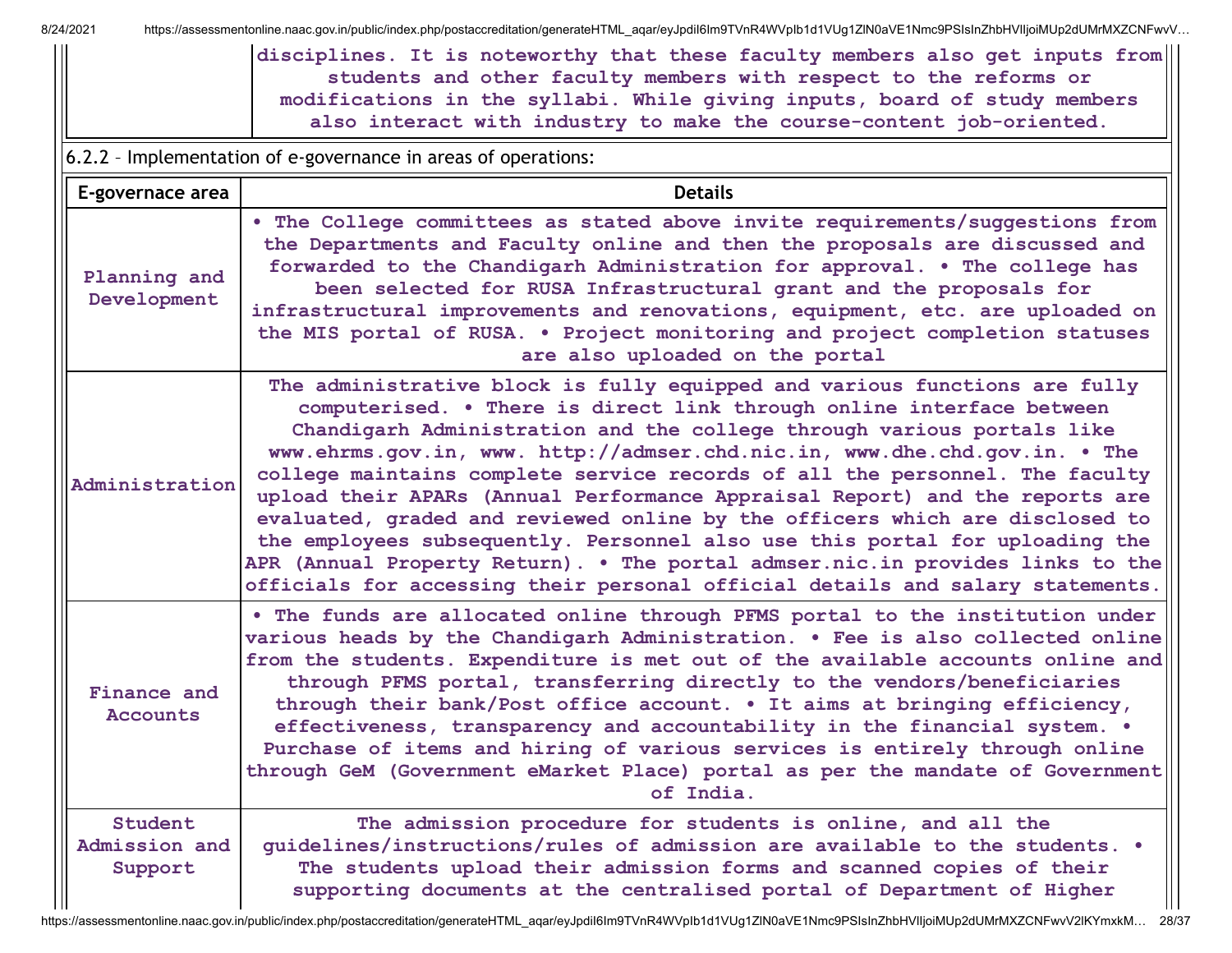| | disciplines. It is noteworthy that these faculty members also get inputs from students and other faculty members with respect to the reforms or modifications in the syllabi. While giving inputs, board of study members also interact with industry to make the course-content job-oriented. |
|---|---|

6.2.2 – Implementation of e-governance in areas of operations:

| E-governace area | Details |
|---|---|
| Planning and Development | • The College committees as stated above invite requirements/suggestions from the Departments and Faculty online and then the proposals are discussed and forwarded to the Chandigarh Administration for approval. • The college has been selected for RUSA Infrastructural grant and the proposals for infrastructural improvements and renovations, equipment, etc. are uploaded on the MIS portal of RUSA. • Project monitoring and project completion statuses are also uploaded on the portal |
| Administration | The administrative block is fully equipped and various functions are fully computerised. • There is direct link through online interface between Chandigarh Administration and the college through various portals like www.ehrms.gov.in, www. http://admser.chd.nic.in, www.dhe.chd.gov.in. • The college maintains complete service records of all the personnel. The faculty upload their APARs (Annual Performance Appraisal Report) and the reports are evaluated, graded and reviewed online by the officers which are disclosed to the employees subsequently. Personnel also use this portal for uploading the APR (Annual Property Return). • The portal admser.nic.in provides links to the officials for accessing their personal official details and salary statements. |
| Finance and Accounts | • The funds are allocated online through PFMS portal to the institution under various heads by the Chandigarh Administration. • Fee is also collected online from the students. Expenditure is met out of the available accounts online and through PFMS portal, transferring directly to the vendors/beneficiaries through their bank/Post office account. • It aims at bringing efficiency, effectiveness, transparency and accountability in the financial system. • Purchase of items and hiring of various services is entirely through online through GeM (Government eMarket Place) portal as per the mandate of Government of India. |
| Student Admission and Support | The admission procedure for students is online, and all the guidelines/instructions/rules of admission are available to the students. • The students upload their admission forms and scanned copies of their supporting documents at the centralised portal of Department of Higher |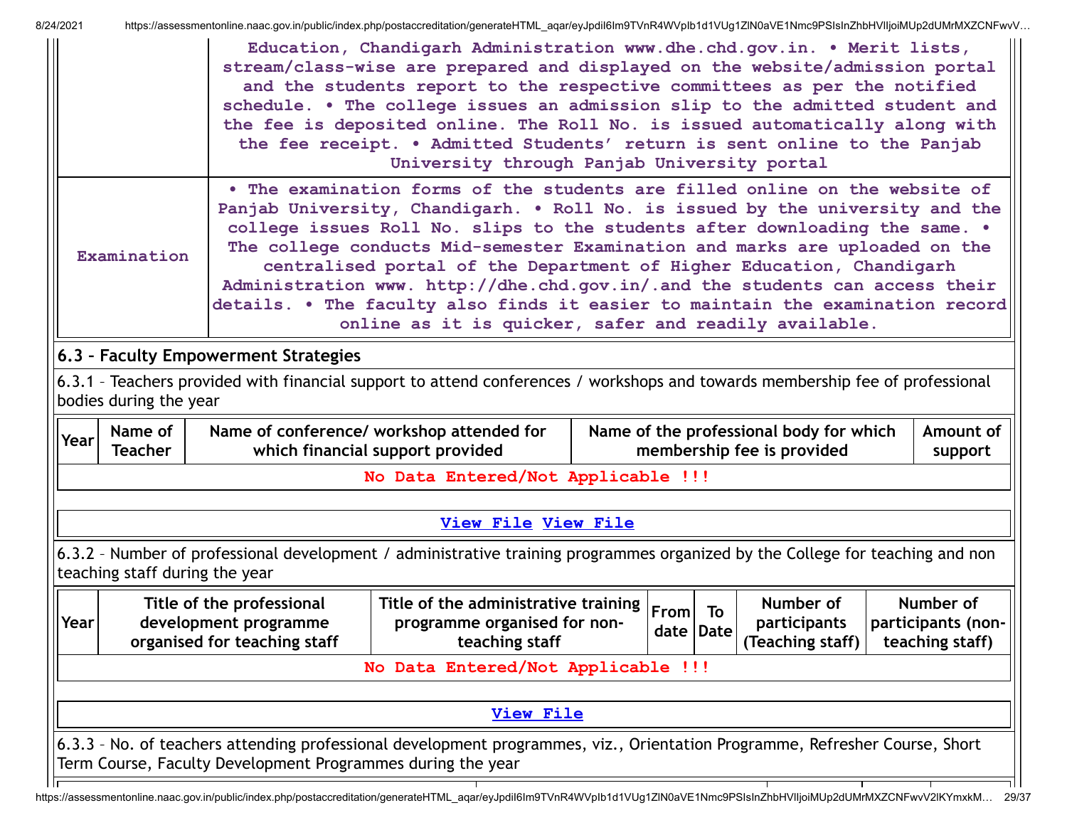| | |
|---|---|
| | Education, Chandigarh Administration www.dhe.chd.gov.in. • Merit lists, stream/class-wise are prepared and displayed on the website/admission portal and the students report to the respective committees as per the notified schedule. • The college issues an admission slip to the admitted student and the fee is deposited online. The Roll No. is issued automatically along with the fee receipt. • Admitted Students' return is sent online to the Panjab University through Panjab University portal |
| Examination | • The examination forms of the students are filled online on the website of Panjab University, Chandigarh. • Roll No. is issued by the university and the college issues Roll No. slips to the students after downloading the same. • The college conducts Mid-semester Examination and marks are uploaded on the centralised portal of the Department of Higher Education, Chandigarh Administration www. http://dhe.chd.gov.in/.and the students can access their details. • The faculty also finds it easier to maintain the examination record online as it is quicker, safer and readily available. |

## 6.3 – Faculty Empowerment Strategies

6.3.1 – Teachers provided with financial support to attend conferences / workshops and towards membership fee of professional bodies during the year

| Year | Name of Teacher | Name of conference/ workshop attended for which financial support provided | Name of the professional body for which membership fee is provided | Amount of support |
|---|---|---|---|---|
| No Data Entered/Not Applicable !!! | | | | |

View File View File

6.3.2 – Number of professional development / administrative training programmes organized by the College for teaching and non teaching staff during the year

| Year | Title of the professional development programme organised for teaching staff | Title of the administrative training programme organised for non-teaching staff | From date | To Date | Number of participants (Teaching staff) | Number of participants (non-teaching staff) |
|---|---|---|---|---|---|---|
| No Data Entered/Not Applicable !!! | | | | | | |

View File

6.3.3 – No. of teachers attending professional development programmes, viz., Orientation Programme, Refresher Course, Short Term Course, Faculty Development Programmes during the year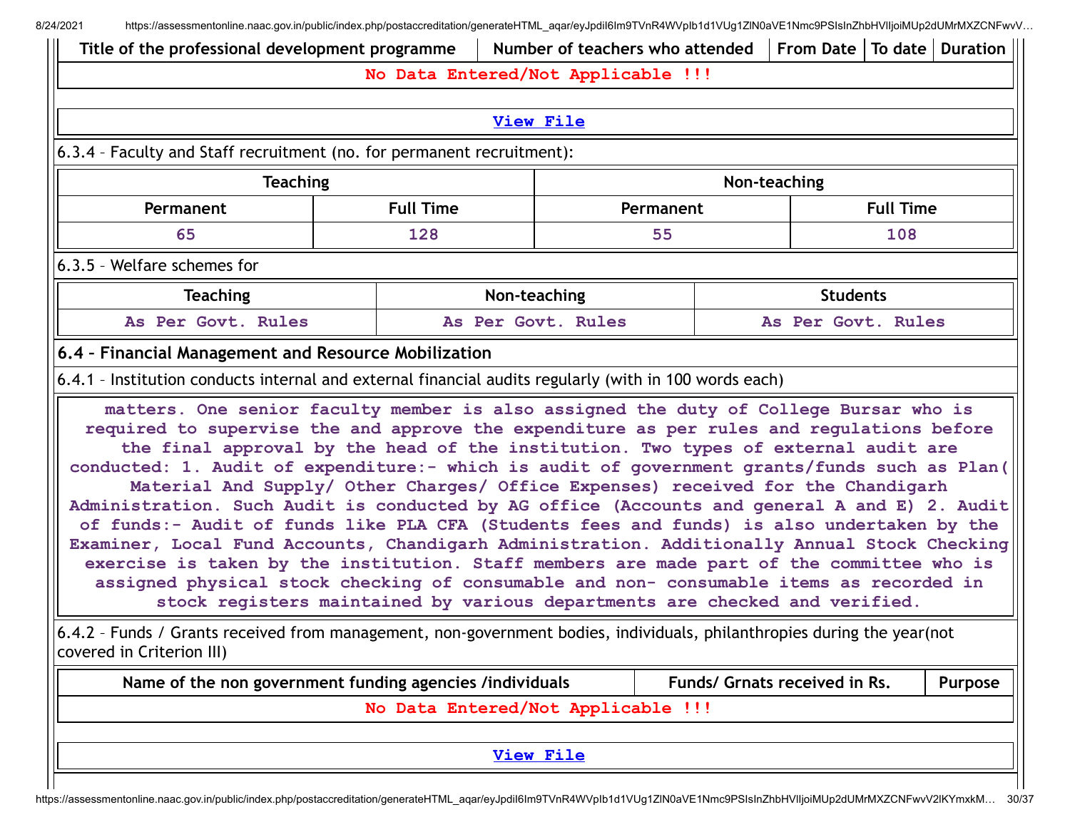| Title of the professional development programme | Number of teachers who attended | From Date | To date | Duration |
|---|---|---|---|---|
| No Data Entered/Not Applicable !!! | | | | |

View File

6.3.4 – Faculty and Staff recruitment (no. for permanent recruitment):

| Teaching | | Non-teaching | |
|---|---|---|---|
| Permanent | Full Time | Permanent | Full Time |
| 65 | 128 | 55 | 108 |

6.3.5 – Welfare schemes for

| Teaching | Non-teaching | Students |
|---|---|---|
| As Per Govt. Rules | As Per Govt. Rules | As Per Govt. Rules |

## 6.4 – Financial Management and Resource Mobilization

6.4.1 – Institution conducts internal and external financial audits regularly (with in 100 words each)

matters. One senior faculty member is also assigned the duty of College Bursar who is required to supervise the and approve the expenditure as per rules and regulations before the final approval by the head of the institution. Two types of external audit are conducted: 1. Audit of expenditure:- which is audit of government grants/funds such as Plan( Material And Supply/ Other Charges/ Office Expenses) received for the Chandigarh Administration. Such Audit is conducted by AG office (Accounts and general A and E) 2. Audit of funds:- Audit of funds like PLA CFA (Students fees and funds) is also undertaken by the Examiner, Local Fund Accounts, Chandigarh Administration. Additionally Annual Stock Checking exercise is taken by the institution. Staff members are made part of the committee who is assigned physical stock checking of consumable and non- consumable items as recorded in stock registers maintained by various departments are checked and verified.

6.4.2 – Funds / Grants received from management, non-government bodies, individuals, philanthropies during the year(not covered in Criterion III)

| Name of the non government funding agencies /individuals | Funds/ Grnats received in Rs. | Purpose |
|---|---|---|
| No Data Entered/Not Applicable !!! | | |

View File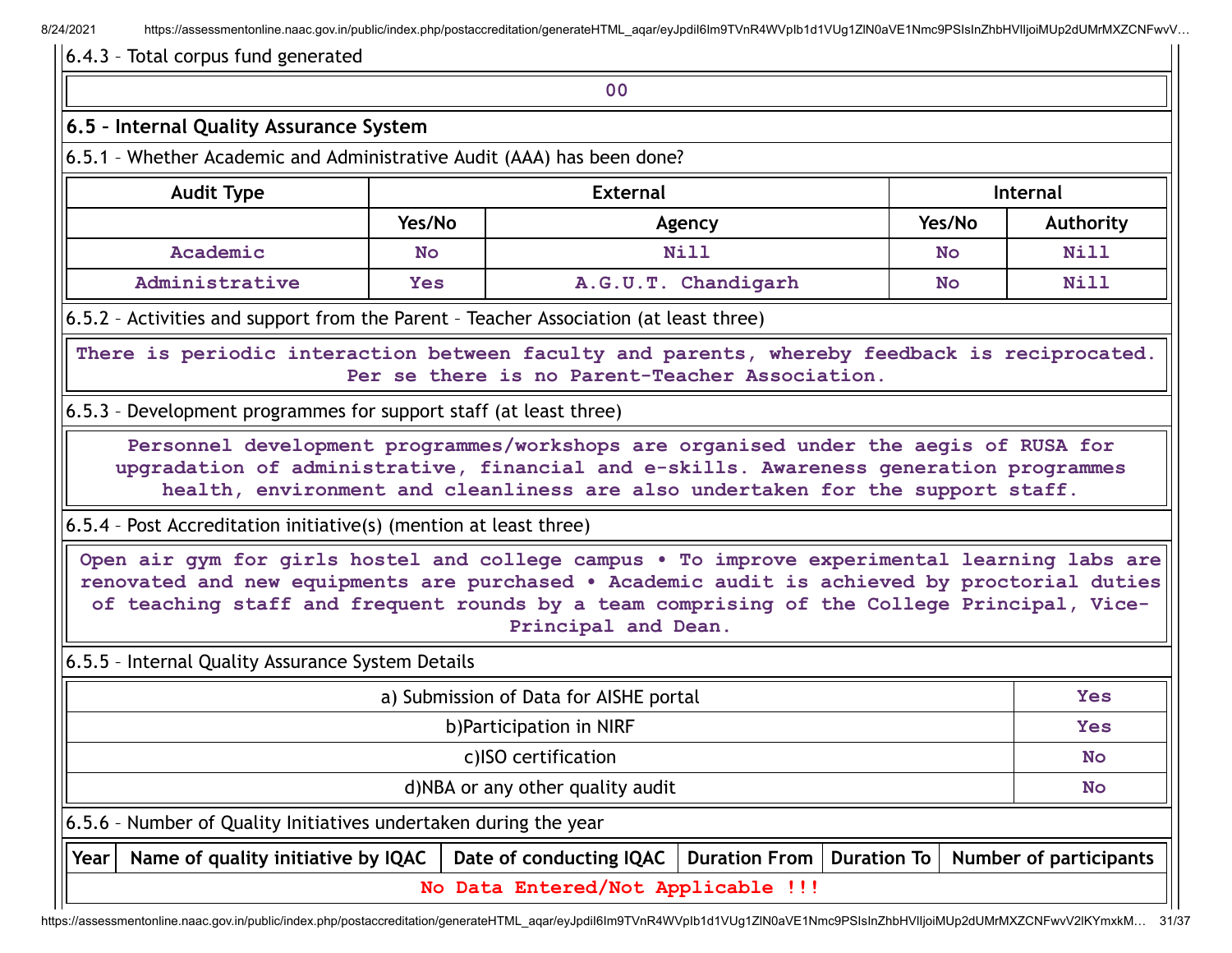6.4.3 – Total corpus fund generated

| 00 |
|---|

### 6.5 – Internal Quality Assurance System

6.5.1 – Whether Academic and Administrative Audit (AAA) has been done?

| Audit Type | External | | Internal | |
|---|---|---|---|---|
| | Yes/No | Agency | Yes/No | Authority |
| Academic | No | Nill | No | Nill |
| Administrative | Yes | A.G.U.T. Chandigarh | No | Nill |

6.5.2 – Activities and support from the Parent – Teacher Association (at least three)

There is periodic interaction between faculty and parents, whereby feedback is reciprocated. Per se there is no Parent-Teacher Association.

6.5.3 – Development programmes for support staff (at least three)

Personnel development programmes/workshops are organised under the aegis of RUSA for upgradation of administrative, financial and e-skills. Awareness generation programmes health, environment and cleanliness are also undertaken for the support staff.

6.5.4 – Post Accreditation initiative(s) (mention at least three)

Open air gym for girls hostel and college campus • To improve experimental learning labs are renovated and new equipments are purchased • Academic audit is achieved by proctorial duties of teaching staff and frequent rounds by a team comprising of the College Principal, Vice-Principal and Dean.

6.5.5 – Internal Quality Assurance System Details

| | |
|---|---|
| a) Submission of Data for AISHE portal | Yes |
| b)Participation in NIRF | Yes |
| c)ISO certification | No |
| d)NBA or any other quality audit | No |

6.5.6 – Number of Quality Initiatives undertaken during the year

| Year | Name of quality initiative by IQAC | Date of conducting IQAC | Duration From | Duration To | Number of participants |
|---|---|---|---|---|---|
| No Data Entered/Not Applicable !!! | | | | | |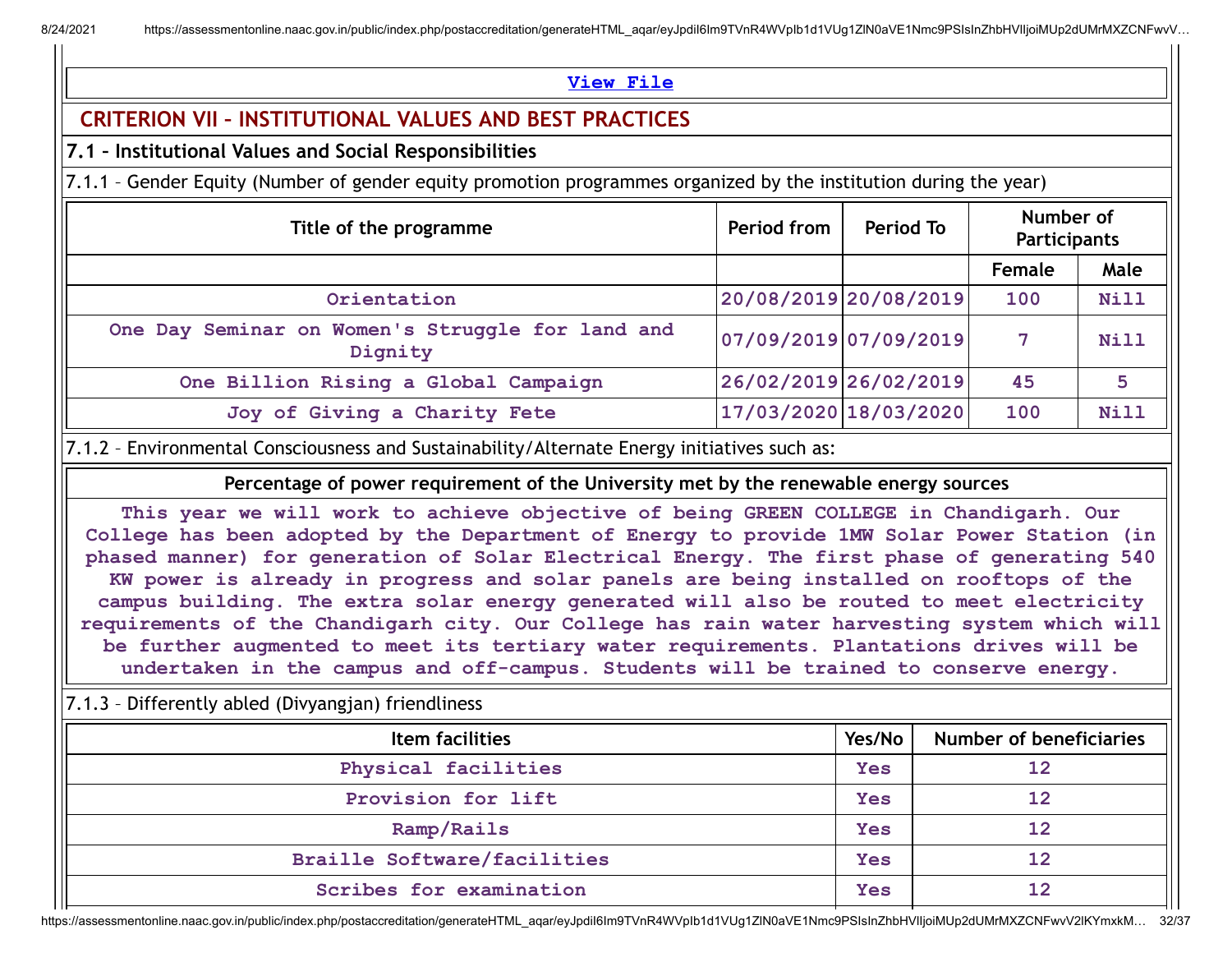**View File**

## CRITERION VII – INSTITUTIONAL VALUES AND BEST PRACTICES

### 7.1 – Institutional Values and Social Responsibilities

7.1.1 – Gender Equity (Number of gender equity promotion programmes organized by the institution during the year)

| Title of the programme | Period from | Period To | Number of Participants | |
|---|---|---|---|---|
| | | | Female | Male |
| Orientation | 20/08/2019 | 20/08/2019 | 100 | Nill |
| One Day Seminar on Women's Struggle for land and Dignity | 07/09/2019 | 07/09/2019 | 7 | Nill |
| One Billion Rising a Global Campaign | 26/02/2019 | 26/02/2019 | 45 | 5 |
| Joy of Giving a Charity Fete | 17/03/2020 | 18/03/2020 | 100 | Nill |

7.1.2 – Environmental Consciousness and Sustainability/Alternate Energy initiatives such as:

| Percentage of power requirement of the University met by the renewable energy sources |
|---|
| This year we will work to achieve objective of being GREEN COLLEGE in Chandigarh. Our College has been adopted by the Department of Energy to provide 1MW Solar Power Station (in phased manner) for generation of Solar Electrical Energy. The first phase of generating 540 KW power is already in progress and solar panels are being installed on rooftops of the campus building. The extra solar energy generated will also be routed to meet electricity requirements of the Chandigarh city. Our College has rain water harvesting system which will be further augmented to meet its tertiary water requirements. Plantations drives will be undertaken in the campus and off-campus. Students will be trained to conserve energy. |

7.1.3 – Differently abled (Divyangjan) friendliness

| Item facilities | Yes/No | Number of beneficiaries |
|---|---|---|
| Physical facilities | Yes | 12 |
| Provision for lift | Yes | 12 |
| Ramp/Rails | Yes | 12 |
| Braille Software/facilities | Yes | 12 |
| Scribes for examination | Yes | 12 |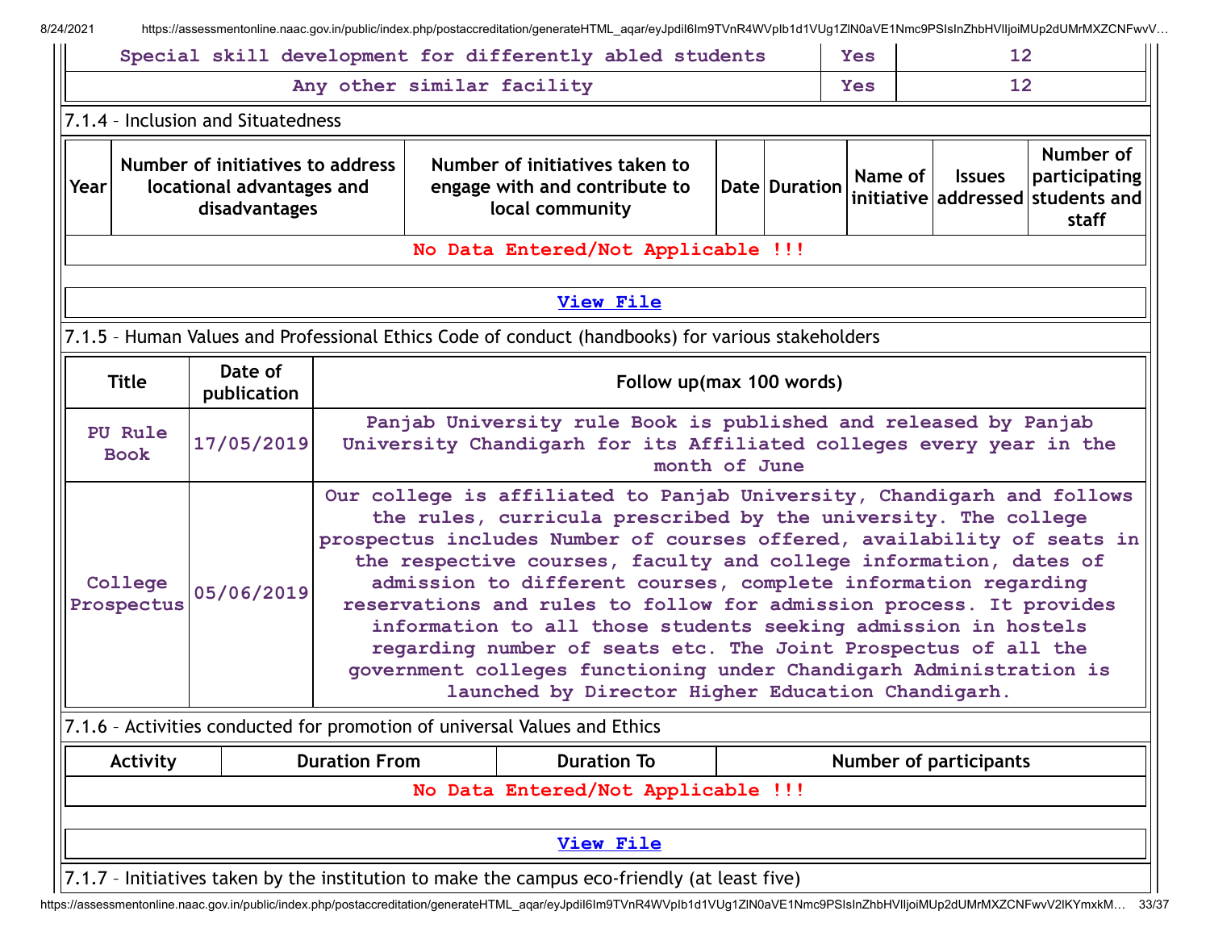| | | |
|---|---|---|
| Special skill development for differently abled students | Yes | 12 |
| Any other similar facility | Yes | 12 |

7.1.4 – Inclusion and Situatedness

| Year | Number of initiatives to address locational advantages and disadvantages | Number of initiatives taken to engage with and contribute to local community | Date | Duration | Name of initiative | Issues addressed | Number of participating students and staff |
|---|---|---|---|---|---|---|---|
| No Data Entered/Not Applicable !!! | | | | | | | |

View File

7.1.5 – Human Values and Professional Ethics Code of conduct (handbooks) for various stakeholders

| Title | Date of publication | Follow up(max 100 words) |
|---|---|---|
| PU Rule Book | 17/05/2019 | Panjab University rule Book is published and released by Panjab University Chandigarh for its Affiliated colleges every year in the month of June |
| College Prospectus | 05/06/2019 | Our college is affiliated to Panjab University, Chandigarh and follows the rules, curricula prescribed by the university. The college prospectus includes Number of courses offered, availability of seats in the respective courses, faculty and college information, dates of admission to different courses, complete information regarding reservations and rules to follow for admission process. It provides information to all those students seeking admission in hostels regarding number of seats etc. The Joint Prospectus of all the government colleges functioning under Chandigarh Administration is launched by Director Higher Education Chandigarh. |

7.1.6 – Activities conducted for promotion of universal Values and Ethics

| Activity | Duration From | Duration To | Number of participants |
|---|---|---|---|
| No Data Entered/Not Applicable !!! | | | |

View File

7.1.7 – Initiatives taken by the institution to make the campus eco-friendly (at least five)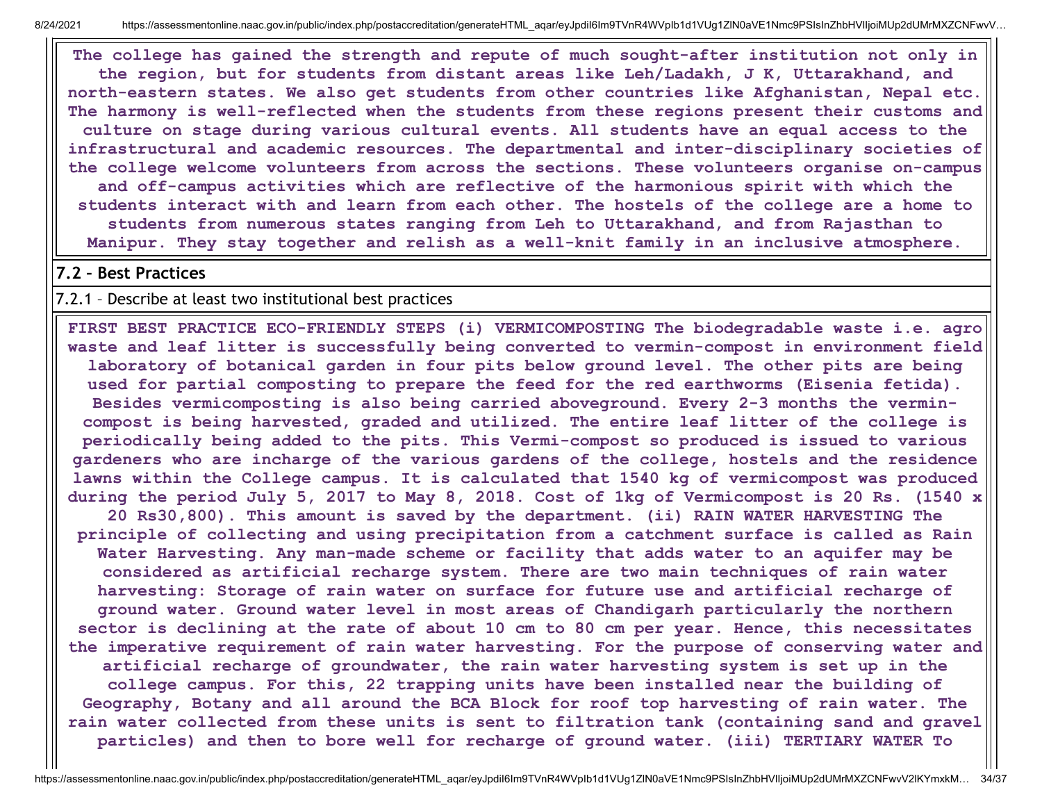**The college has gained the strength and repute of much sought-after institution not only in the region, but for students from distant areas like Leh/Ladakh, J K, Uttarakhand, and north-eastern states. We also get students from other countries like Afghanistan, Nepal etc. The harmony is well-reflected when the students from these regions present their customs and culture on stage during various cultural events. All students have an equal access to the infrastructural and academic resources. The departmental and inter-disciplinary societies of the college welcome volunteers from across the sections. These volunteers organise on-campus and off-campus activities which are reflective of the harmonious spirit with which the students interact with and learn from each other. The hostels of the college are a home to students from numerous states ranging from Leh to Uttarakhand, and from Rajasthan to Manipur. They stay together and relish as a well-knit family in an inclusive atmosphere.**

## 7.2 – Best Practices

7.2.1 – Describe at least two institutional best practices

**FIRST BEST PRACTICE ECO-FRIENDLY STEPS (i) VERMICOMPOSTING The biodegradable waste i.e. agro waste and leaf litter is successfully being converted to vermin-compost in environment field laboratory of botanical garden in four pits below ground level. The other pits are being used for partial composting to prepare the feed for the red earthworms (Eisenia fetida). Besides vermicomposting is also being carried aboveground. Every 2-3 months the vermin-compost is being harvested, graded and utilized. The entire leaf litter of the college is periodically being added to the pits. This Vermi-compost so produced is issued to various gardeners who are incharge of the various gardens of the college, hostels and the residence lawns within the College campus. It is calculated that 1540 kg of vermicompost was produced during the period July 5, 2017 to May 8, 2018. Cost of 1kg of Vermicompost is 20 Rs. (1540 x 20 Rs30,800). This amount is saved by the department. (ii) RAIN WATER HARVESTING The principle of collecting and using precipitation from a catchment surface is called as Rain Water Harvesting. Any man-made scheme or facility that adds water to an aquifer may be considered as artificial recharge system. There are two main techniques of rain water harvesting: Storage of rain water on surface for future use and artificial recharge of ground water. Ground water level in most areas of Chandigarh particularly the northern sector is declining at the rate of about 10 cm to 80 cm per year. Hence, this necessitates the imperative requirement of rain water harvesting. For the purpose of conserving water and artificial recharge of groundwater, the rain water harvesting system is set up in the college campus. For this, 22 trapping units have been installed near the building of Geography, Botany and all around the BCA Block for roof top harvesting of rain water. The rain water collected from these units is sent to filtration tank (containing sand and gravel particles) and then to bore well for recharge of ground water. (iii) TERTIARY WATER To**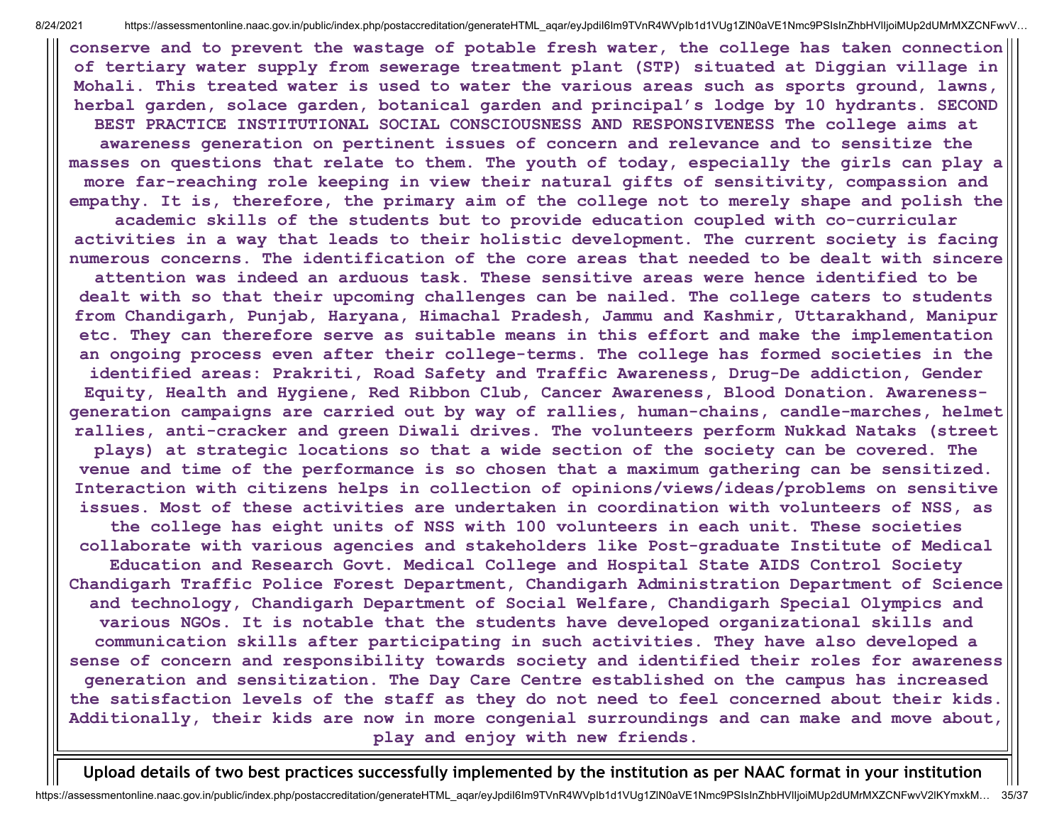**conserve and to prevent the wastage of potable fresh water, the college has taken connection of tertiary water supply from sewerage treatment plant (STP) situated at Diggian village in Mohali. This treated water is used to water the various areas such as sports ground, lawns, herbal garden, solace garden, botanical garden and principal's lodge by 10 hydrants. SECOND BEST PRACTICE INSTITUTIONAL SOCIAL CONSCIOUSNESS AND RESPONSIVENESS The college aims at awareness generation on pertinent issues of concern and relevance and to sensitize the masses on questions that relate to them. The youth of today, especially the girls can play a more far-reaching role keeping in view their natural gifts of sensitivity, compassion and empathy. It is, therefore, the primary aim of the college not to merely shape and polish the academic skills of the students but to provide education coupled with co-curricular activities in a way that leads to their holistic development. The current society is facing numerous concerns. The identification of the core areas that needed to be dealt with sincere attention was indeed an arduous task. These sensitive areas were hence identified to be dealt with so that their upcoming challenges can be nailed. The college caters to students from Chandigarh, Punjab, Haryana, Himachal Pradesh, Jammu and Kashmir, Uttarakhand, Manipur etc. They can therefore serve as suitable means in this effort and make the implementation an ongoing process even after their college-terms. The college has formed societies in the identified areas: Prakriti, Road Safety and Traffic Awareness, Drug-De addiction, Gender Equity, Health and Hygiene, Red Ribbon Club, Cancer Awareness, Blood Donation. Awareness-generation campaigns are carried out by way of rallies, human-chains, candle-marches, helmet rallies, anti-cracker and green Diwali drives. The volunteers perform Nukkad Nataks (street plays) at strategic locations so that a wide section of the society can be covered. The venue and time of the performance is so chosen that a maximum gathering can be sensitized. Interaction with citizens helps in collection of opinions/views/ideas/problems on sensitive issues. Most of these activities are undertaken in coordination with volunteers of NSS, as the college has eight units of NSS with 100 volunteers in each unit. These societies collaborate with various agencies and stakeholders like Post-graduate Institute of Medical Education and Research Govt. Medical College and Hospital State AIDS Control Society Chandigarh Traffic Police Forest Department, Chandigarh Administration Department of Science and technology, Chandigarh Department of Social Welfare, Chandigarh Special Olympics and various NGOs. It is notable that the students have developed organizational skills and communication skills after participating in such activities. They have also developed a sense of concern and responsibility towards society and identified their roles for awareness generation and sensitization. The Day Care Centre established on the campus has increased the satisfaction levels of the staff as they do not need to feel concerned about their kids. Additionally, their kids are now in more congenial surroundings and can make and move about, play and enjoy with new friends.**

**Upload details of two best practices successfully implemented by the institution as per NAAC format in your institution**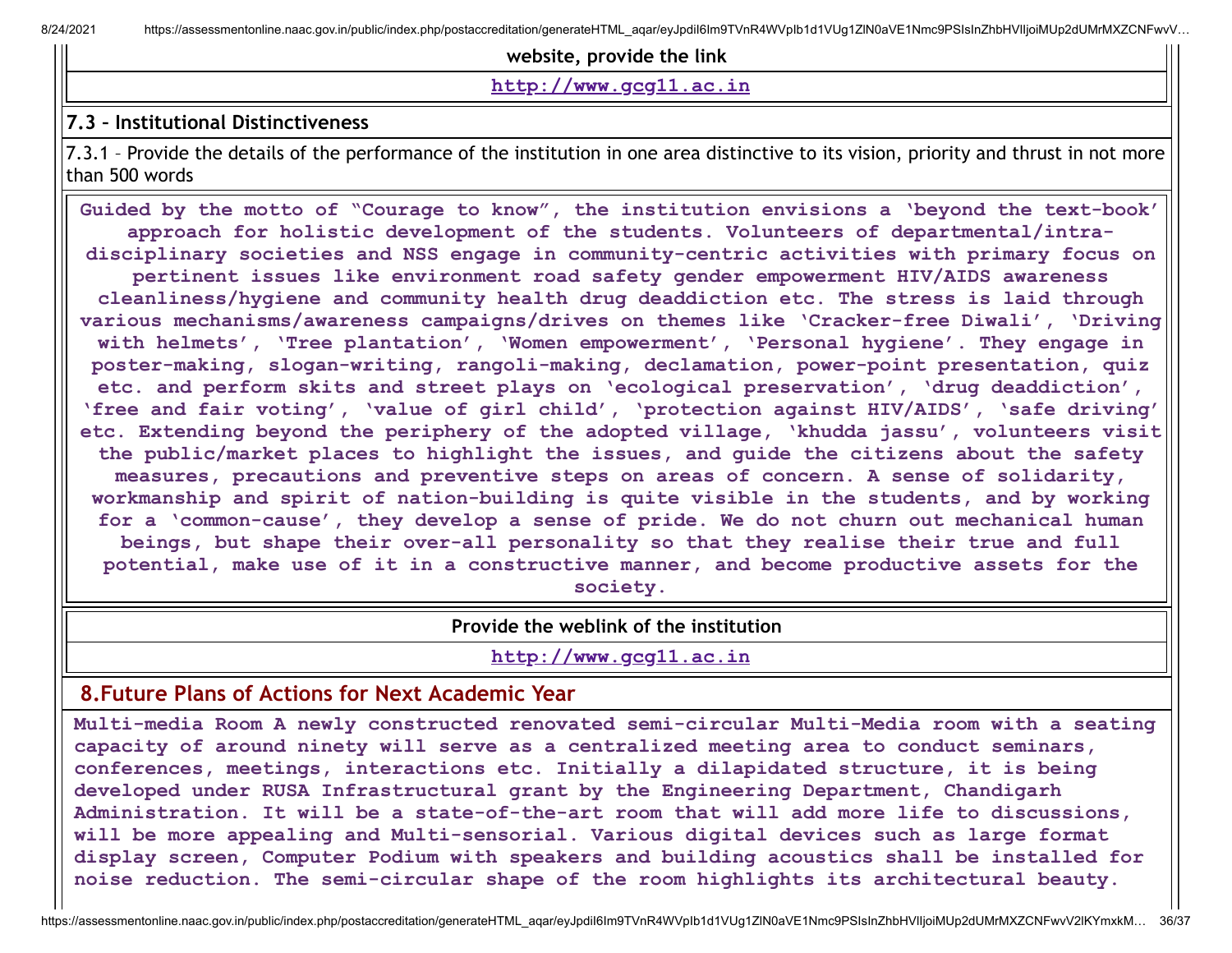| website, provide the link |
| --- |
| http://www.gcg11.ac.in |

## 7.3 – Institutional Distinctiveness

7.3.1 – Provide the details of the performance of the institution in one area distinctive to its vision, priority and thrust in not more than 500 words

**Guided by the motto of "Courage to know", the institution envisions a 'beyond the text-book' approach for holistic development of the students. Volunteers of departmental/intra-disciplinary societies and NSS engage in community-centric activities with primary focus on pertinent issues like environment road safety gender empowerment HIV/AIDS awareness cleanliness/hygiene and community health drug deaddiction etc. The stress is laid through various mechanisms/awareness campaigns/drives on themes like 'Cracker-free Diwali', 'Driving with helmets', 'Tree plantation', 'Women empowerment', 'Personal hygiene'. They engage in poster-making, slogan-writing, rangoli-making, declamation, power-point presentation, quiz etc. and perform skits and street plays on 'ecological preservation', 'drug deaddiction', 'free and fair voting', 'value of girl child', 'protection against HIV/AIDS', 'safe driving' etc. Extending beyond the periphery of the adopted village, 'khudda jassu', volunteers visit the public/market places to highlight the issues, and guide the citizens about the safety measures, precautions and preventive steps on areas of concern. A sense of solidarity, workmanship and spirit of nation-building is quite visible in the students, and by working for a 'common-cause', they develop a sense of pride. We do not churn out mechanical human beings, but shape their over-all personality so that they realise their true and full potential, make use of it in a constructive manner, and become productive assets for the society.**

| Provide the weblink of the institution |
| --- |
| http://www.gcg11.ac.in |

## 8.Future Plans of Actions for Next Academic Year

**Multi-media Room A newly constructed renovated semi-circular Multi-Media room with a seating capacity of around ninety will serve as a centralized meeting area to conduct seminars, conferences, meetings, interactions etc. Initially a dilapidated structure, it is being developed under RUSA Infrastructural grant by the Engineering Department, Chandigarh Administration. It will be a state-of-the-art room that will add more life to discussions, will be more appealing and Multi-sensorial. Various digital devices such as large format display screen, Computer Podium with speakers and building acoustics shall be installed for noise reduction. The semi-circular shape of the room highlights its architectural beauty.**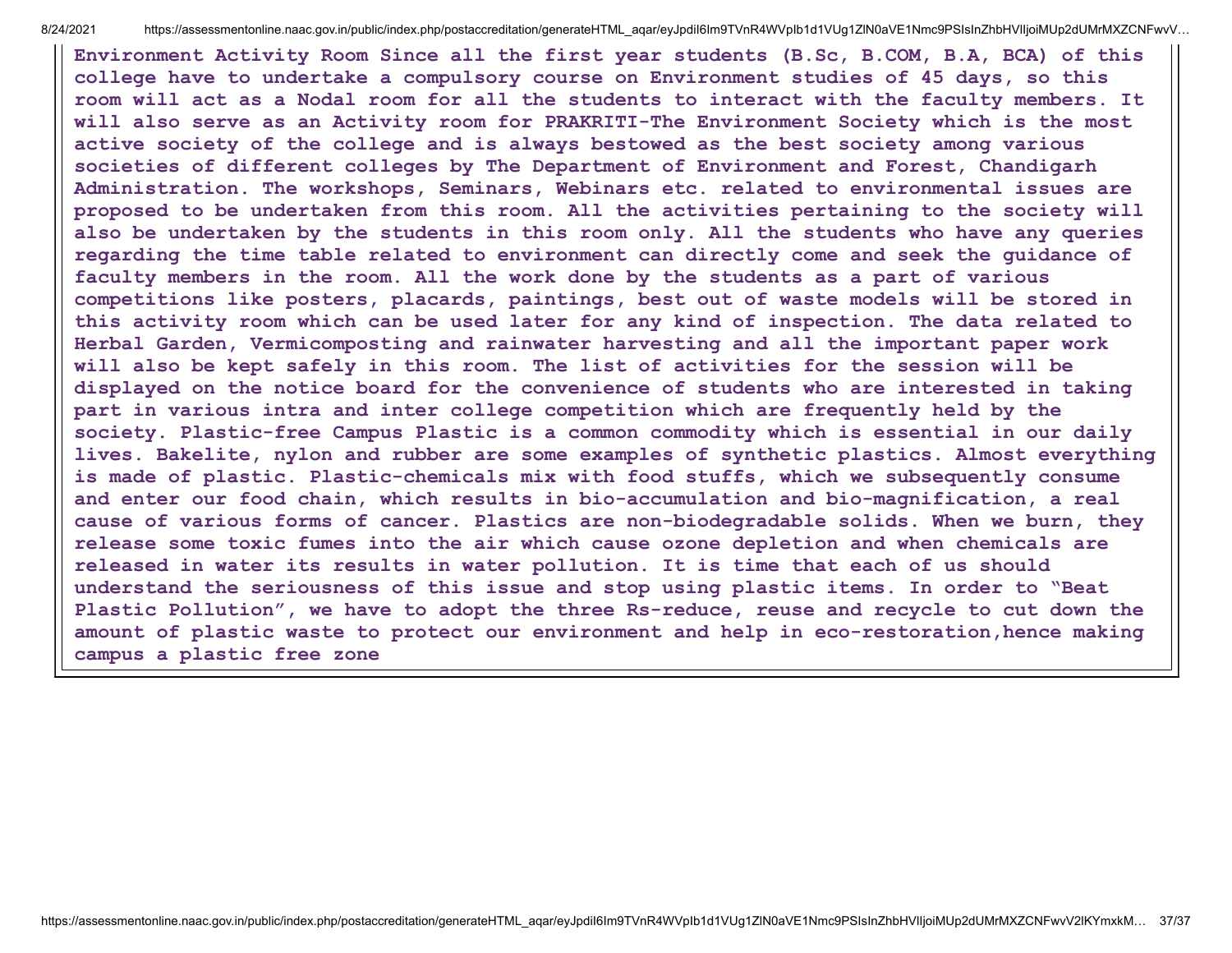**Environment Activity Room Since all the first year students (B.Sc, B.COM, B.A, BCA) of this college have to undertake a compulsory course on Environment studies of 45 days, so this room will act as a Nodal room for all the students to interact with the faculty members. It will also serve as an Activity room for PRAKRITI-The Environment Society which is the most active society of the college and is always bestowed as the best society among various societies of different colleges by The Department of Environment and Forest, Chandigarh Administration. The workshops, Seminars, Webinars etc. related to environmental issues are proposed to be undertaken from this room. All the activities pertaining to the society will also be undertaken by the students in this room only. All the students who have any queries regarding the time table related to environment can directly come and seek the guidance of faculty members in the room. All the work done by the students as a part of various competitions like posters, placards, paintings, best out of waste models will be stored in this activity room which can be used later for any kind of inspection. The data related to Herbal Garden, Vermicomposting and rainwater harvesting and all the important paper work will also be kept safely in this room. The list of activities for the session will be displayed on the notice board for the convenience of students who are interested in taking part in various intra and inter college competition which are frequently held by the society. Plastic-free Campus Plastic is a common commodity which is essential in our daily lives. Bakelite, nylon and rubber are some examples of synthetic plastics. Almost everything is made of plastic. Plastic-chemicals mix with food stuffs, which we subsequently consume and enter our food chain, which results in bio-accumulation and bio-magnification, a real cause of various forms of cancer. Plastics are non-biodegradable solids. When we burn, they release some toxic fumes into the air which cause ozone depletion and when chemicals are released in water its results in water pollution. It is time that each of us should understand the seriousness of this issue and stop using plastic items. In order to "Beat Plastic Pollution", we have to adopt the three Rs-reduce, reuse and recycle to cut down the amount of plastic waste to protect our environment and help in eco-restoration,hence making campus a plastic free zone**